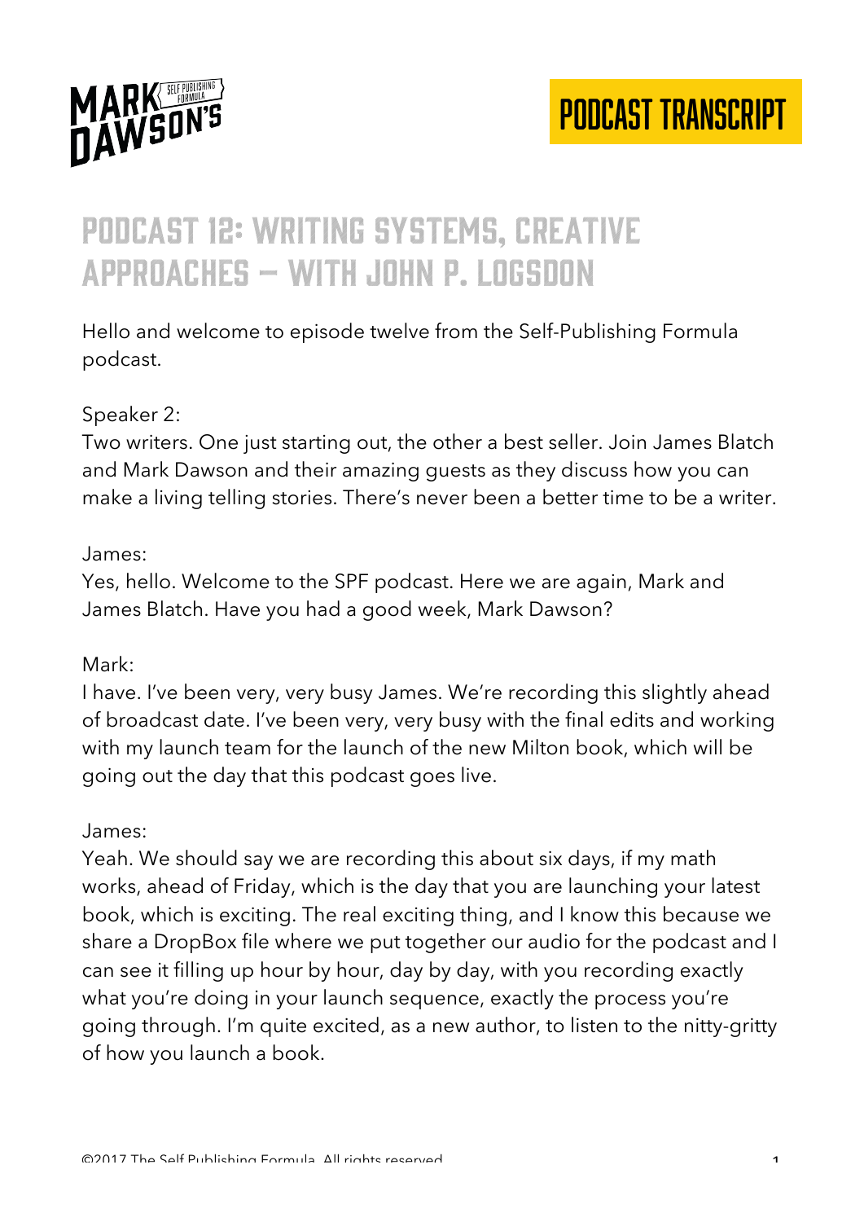# Podcast 12: Writing Systems, Creative Approaches – with John P. Logsdon

Hello and welcome to episode twelve from the Self-Publishing Formula podcast.

Speaker 2:
Two writers. One just starting out, the other a best seller. Join James Blatch and Mark Dawson and their amazing guests as they discuss how you can make a living telling stories. There's never been a better time to be a writer.

James:
Yes, hello. Welcome to the SPF podcast. Here we are again, Mark and James Blatch. Have you had a good week, Mark Dawson?

Mark:
I have. I've been very, very busy James. We're recording this slightly ahead of broadcast date. I've been very, very busy with the final edits and working with my launch team for the launch of the new Milton book, which will be going out the day that this podcast goes live.

James:
Yeah. We should say we are recording this about six days, if my math works, ahead of Friday, which is the day that you are launching your latest book, which is exciting. The real exciting thing, and I know this because we share a DropBox file where we put together our audio for the podcast and I can see it filling up hour by hour, day by day, with you recording exactly what you're doing in your launch sequence, exactly the process you're going through. I'm quite excited, as a new author, to listen to the nitty-gritty of how you launch a book.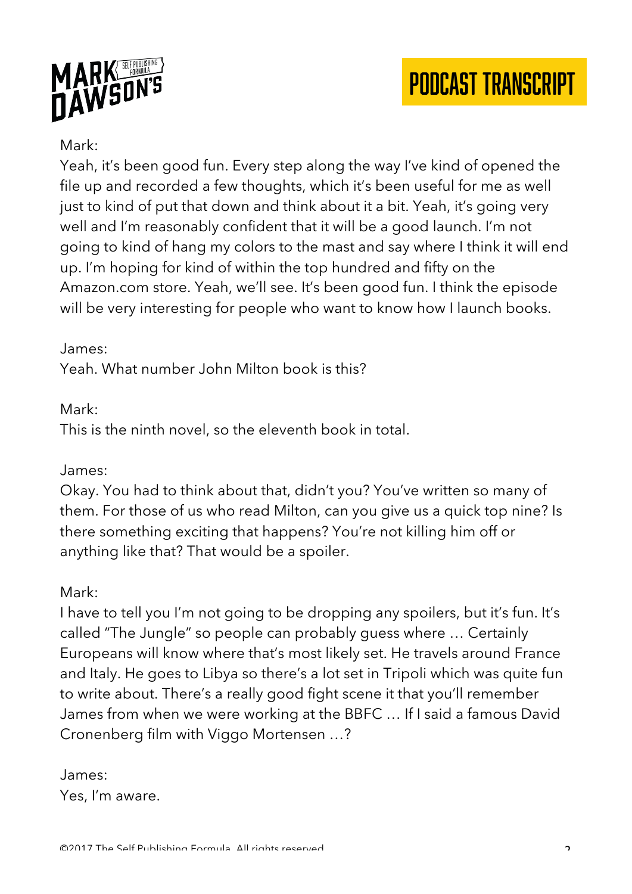Mark:
Yeah, it's been good fun. Every step along the way I've kind of opened the file up and recorded a few thoughts, which it's been useful for me as well just to kind of put that down and think about it a bit. Yeah, it's going very well and I'm reasonably confident that it will be a good launch. I'm not going to kind of hang my colors to the mast and say where I think it will end up. I'm hoping for kind of within the top hundred and fifty on the Amazon.com store. Yeah, we'll see. It's been good fun. I think the episode will be very interesting for people who want to know how I launch books.

James:
Yeah. What number John Milton book is this?

Mark:
This is the ninth novel, so the eleventh book in total.

James:
Okay. You had to think about that, didn't you? You've written so many of them. For those of us who read Milton, can you give us a quick top nine? Is there something exciting that happens? You're not killing him off or anything like that? That would be a spoiler.

Mark:
I have to tell you I'm not going to be dropping any spoilers, but it's fun. It's called "The Jungle" so people can probably guess where … Certainly Europeans will know where that's most likely set. He travels around France and Italy. He goes to Libya so there's a lot set in Tripoli which was quite fun to write about. There's a really good fight scene it that you'll remember James from when we were working at the BBFC … If I said a famous David Cronenberg film with Viggo Mortensen …?

James:
Yes, I'm aware.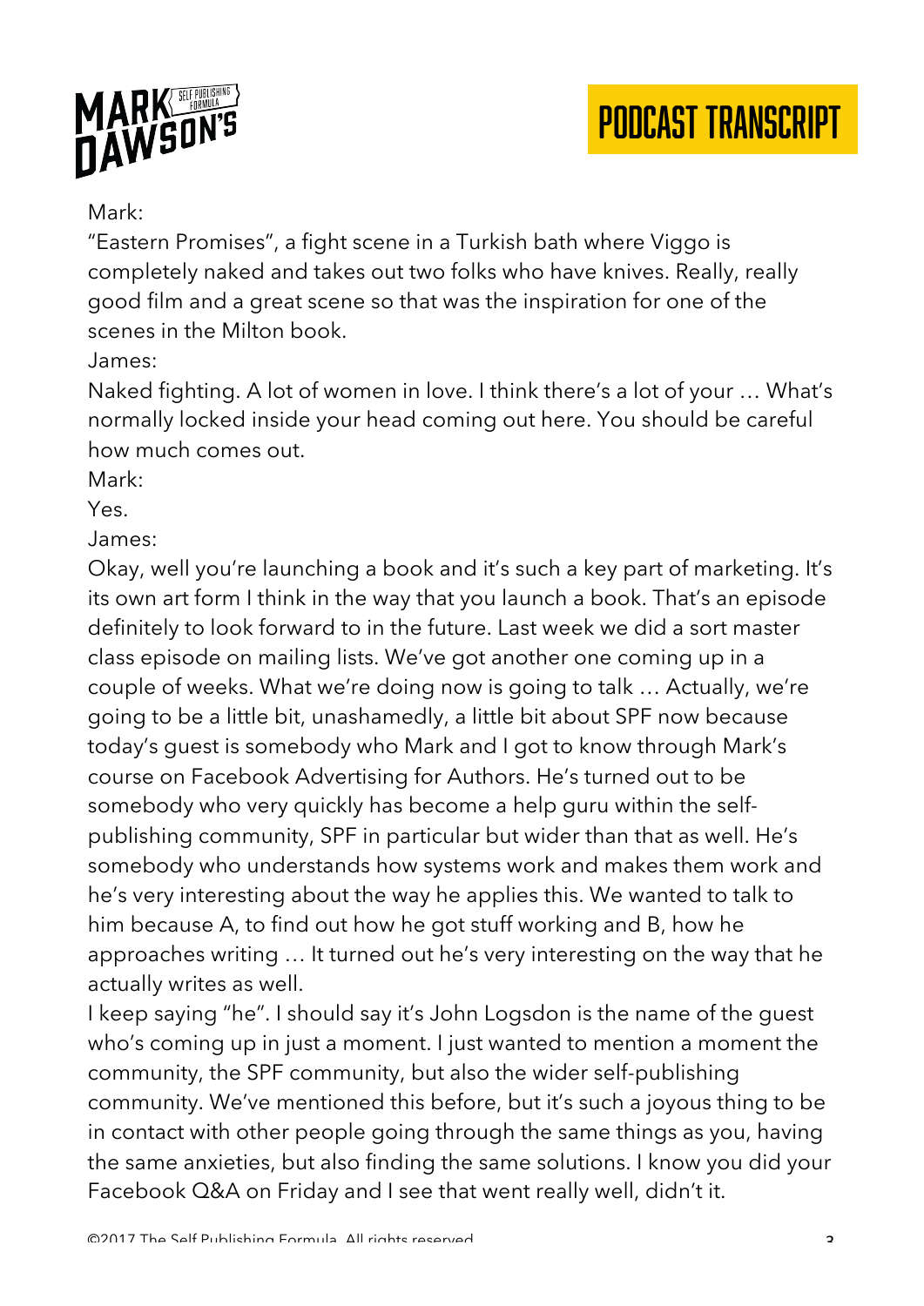Mark:
"Eastern Promises", a fight scene in a Turkish bath where Viggo is completely naked and takes out two folks who have knives. Really, really good film and a great scene so that was the inspiration for one of the scenes in the Milton book.

James:
Naked fighting. A lot of women in love. I think there's a lot of your … What's normally locked inside your head coming out here. You should be careful how much comes out.

Mark:
Yes.

James:
Okay, well you're launching a book and it's such a key part of marketing. It's its own art form I think in the way that you launch a book. That's an episode definitely to look forward to in the future. Last week we did a sort master class episode on mailing lists. We've got another one coming up in a couple of weeks. What we're doing now is going to talk … Actually, we're going to be a little bit, unashamedly, a little bit about SPF now because today's guest is somebody who Mark and I got to know through Mark's course on Facebook Advertising for Authors. He's turned out to be somebody who very quickly has become a help guru within the self-publishing community, SPF in particular but wider than that as well. He's somebody who understands how systems work and makes them work and he's very interesting about the way he applies this. We wanted to talk to him because A, to find out how he got stuff working and B, how he approaches writing … It turned out he's very interesting on the way that he actually writes as well.

I keep saying "he". I should say it's John Logsdon is the name of the guest who's coming up in just a moment. I just wanted to mention a moment the community, the SPF community, but also the wider self-publishing community. We've mentioned this before, but it's such a joyous thing to be in contact with other people going through the same things as you, having the same anxieties, but also finding the same solutions. I know you did your Facebook Q&A on Friday and I see that went really well, didn't it.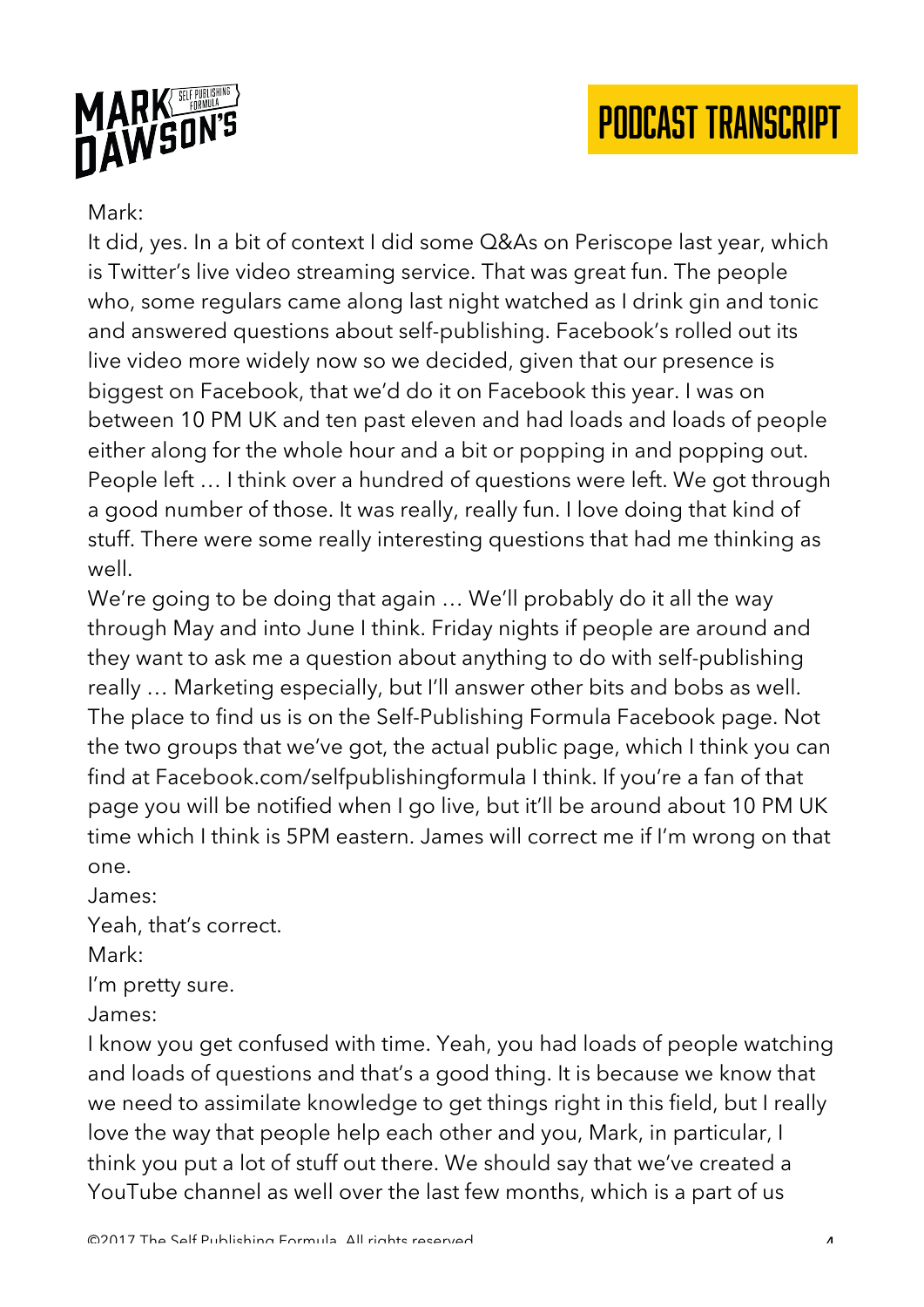Mark:

It did, yes. In a bit of context I did some Q&As on Periscope last year, which is Twitter's live video streaming service. That was great fun. The people who, some regulars came along last night watched as I drink gin and tonic and answered questions about self-publishing. Facebook's rolled out its live video more widely now so we decided, given that our presence is biggest on Facebook, that we'd do it on Facebook this year. I was on between 10 PM UK and ten past eleven and had loads and loads of people either along for the whole hour and a bit or popping in and popping out. People left … I think over a hundred of questions were left. We got through a good number of those. It was really, really fun. I love doing that kind of stuff. There were some really interesting questions that had me thinking as well.

We're going to be doing that again … We'll probably do it all the way through May and into June I think. Friday nights if people are around and they want to ask me a question about anything to do with self-publishing really … Marketing especially, but I'll answer other bits and bobs as well. The place to find us is on the Self-Publishing Formula Facebook page. Not the two groups that we've got, the actual public page, which I think you can find at Facebook.com/selfpublishingformula I think. If you're a fan of that page you will be notified when I go live, but it'll be around about 10 PM UK time which I think is 5PM eastern. James will correct me if I'm wrong on that one.

James:

Yeah, that's correct.

Mark:

I'm pretty sure.

James:

I know you get confused with time. Yeah, you had loads of people watching and loads of questions and that's a good thing. It is because we know that we need to assimilate knowledge to get things right in this field, but I really love the way that people help each other and you, Mark, in particular, I think you put a lot of stuff out there. We should say that we've created a YouTube channel as well over the last few months, which is a part of us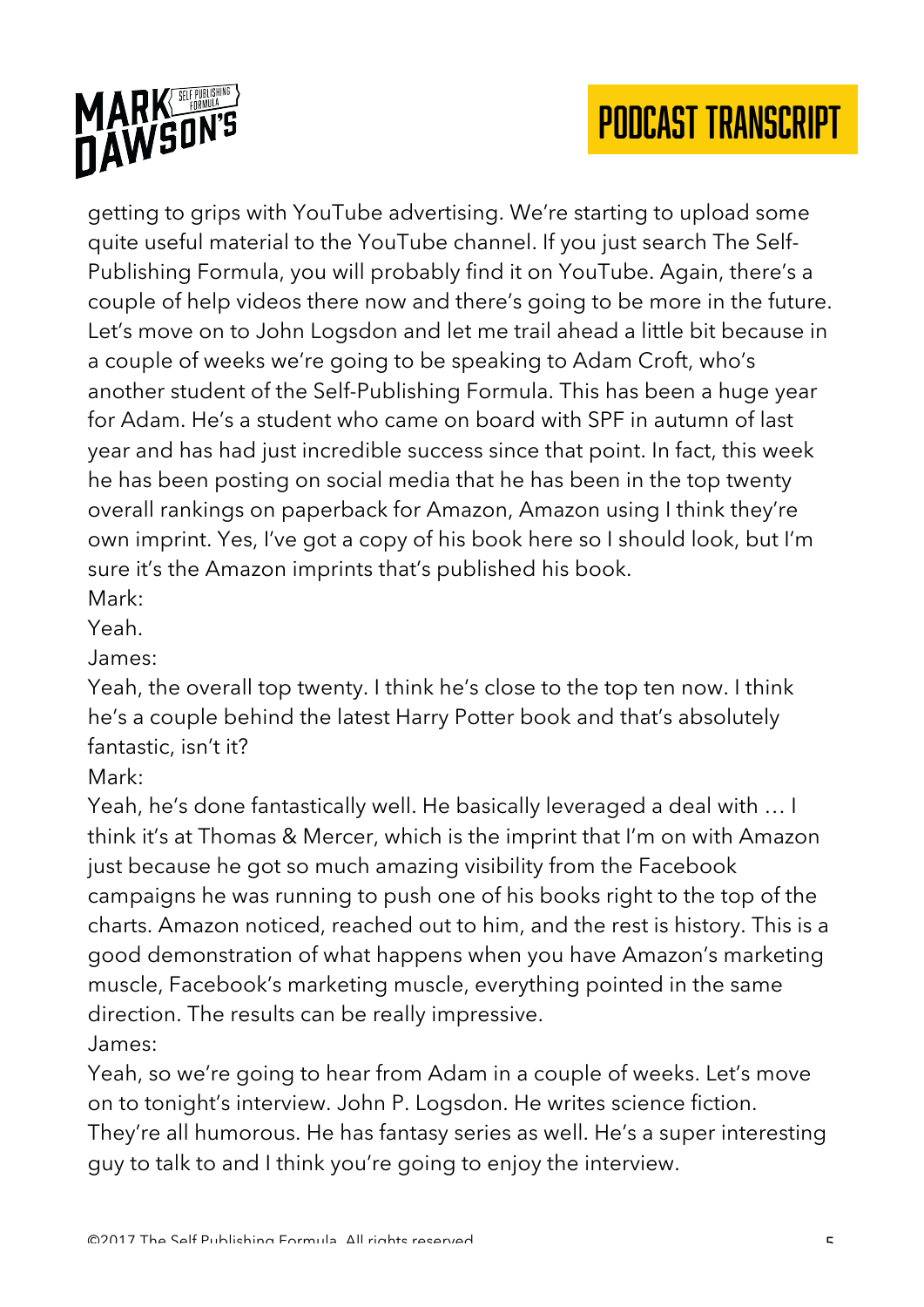getting to grips with YouTube advertising. We're starting to upload some quite useful material to the YouTube channel. If you just search The Self-Publishing Formula, you will probably find it on YouTube. Again, there's a couple of help videos there now and there's going to be more in the future. Let's move on to John Logsdon and let me trail ahead a little bit because in a couple of weeks we're going to be speaking to Adam Croft, who's another student of the Self-Publishing Formula. This has been a huge year for Adam. He's a student who came on board with SPF in autumn of last year and has had just incredible success since that point. In fact, this week he has been posting on social media that he has been in the top twenty overall rankings on paperback for Amazon, Amazon using I think they're own imprint. Yes, I've got a copy of his book here so I should look, but I'm sure it's the Amazon imprints that's published his book.

Mark:

Yeah.

James:

Yeah, the overall top twenty. I think he's close to the top ten now. I think he's a couple behind the latest Harry Potter book and that's absolutely fantastic, isn't it?

Mark:

Yeah, he's done fantastically well. He basically leveraged a deal with … I think it's at Thomas & Mercer, which is the imprint that I'm on with Amazon just because he got so much amazing visibility from the Facebook campaigns he was running to push one of his books right to the top of the charts. Amazon noticed, reached out to him, and the rest is history. This is a good demonstration of what happens when you have Amazon's marketing muscle, Facebook's marketing muscle, everything pointed in the same direction. The results can be really impressive.

James:

Yeah, so we're going to hear from Adam in a couple of weeks. Let's move on to tonight's interview. John P. Logsdon. He writes science fiction. They're all humorous. He has fantasy series as well. He's a super interesting guy to talk to and I think you're going to enjoy the interview.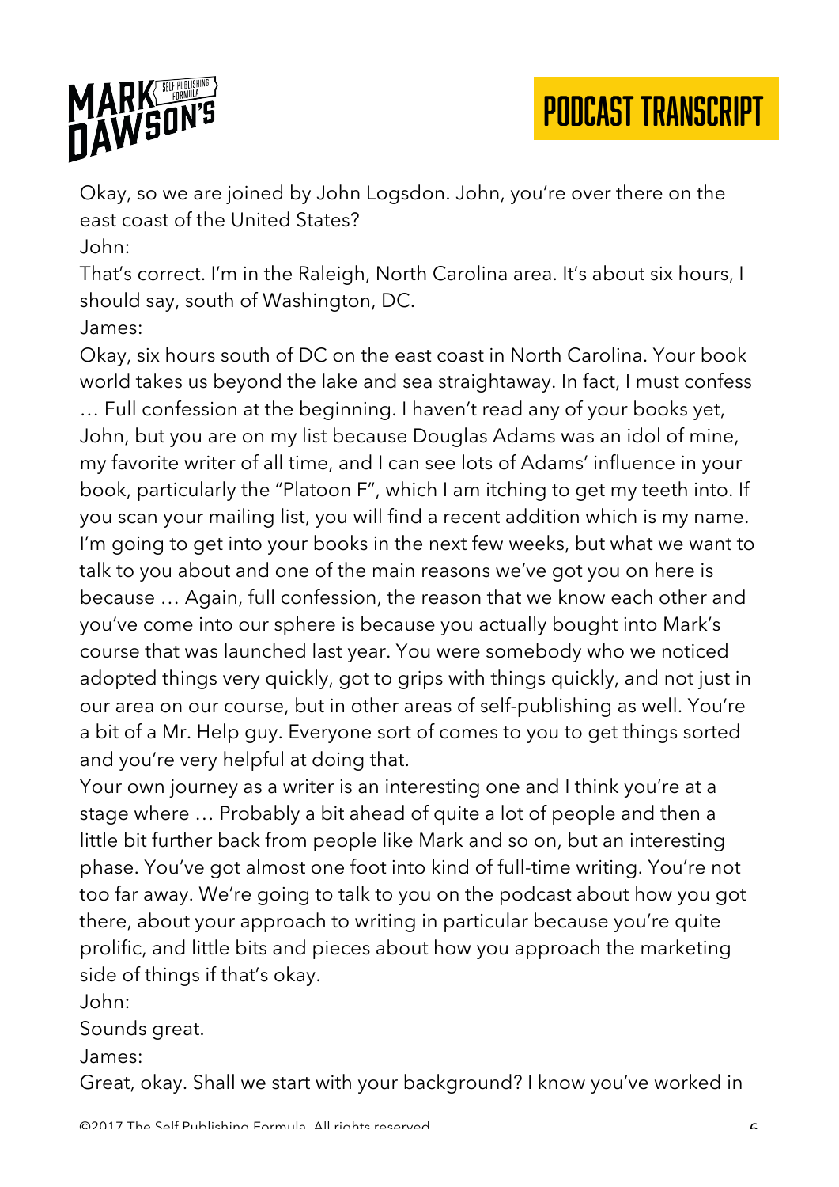Okay, so we are joined by John Logsdon. John, you're over there on the east coast of the United States?

John:

That's correct. I'm in the Raleigh, North Carolina area. It's about six hours, I should say, south of Washington, DC.

James:

Okay, six hours south of DC on the east coast in North Carolina. Your book world takes us beyond the lake and sea straightaway. In fact, I must confess … Full confession at the beginning. I haven't read any of your books yet, John, but you are on my list because Douglas Adams was an idol of mine, my favorite writer of all time, and I can see lots of Adams' influence in your book, particularly the "Platoon F", which I am itching to get my teeth into. If you scan your mailing list, you will find a recent addition which is my name. I'm going to get into your books in the next few weeks, but what we want to talk to you about and one of the main reasons we've got you on here is because … Again, full confession, the reason that we know each other and you've come into our sphere is because you actually bought into Mark's course that was launched last year. You were somebody who we noticed adopted things very quickly, got to grips with things quickly, and not just in our area on our course, but in other areas of self-publishing as well. You're a bit of a Mr. Help guy. Everyone sort of comes to you to get things sorted and you're very helpful at doing that.

Your own journey as a writer is an interesting one and I think you're at a stage where … Probably a bit ahead of quite a lot of people and then a little bit further back from people like Mark and so on, but an interesting phase. You've got almost one foot into kind of full-time writing. You're not too far away. We're going to talk to you on the podcast about how you got there, about your approach to writing in particular because you're quite prolific, and little bits and pieces about how you approach the marketing side of things if that's okay.

John:

Sounds great.

James:

Great, okay. Shall we start with your background? I know you've worked in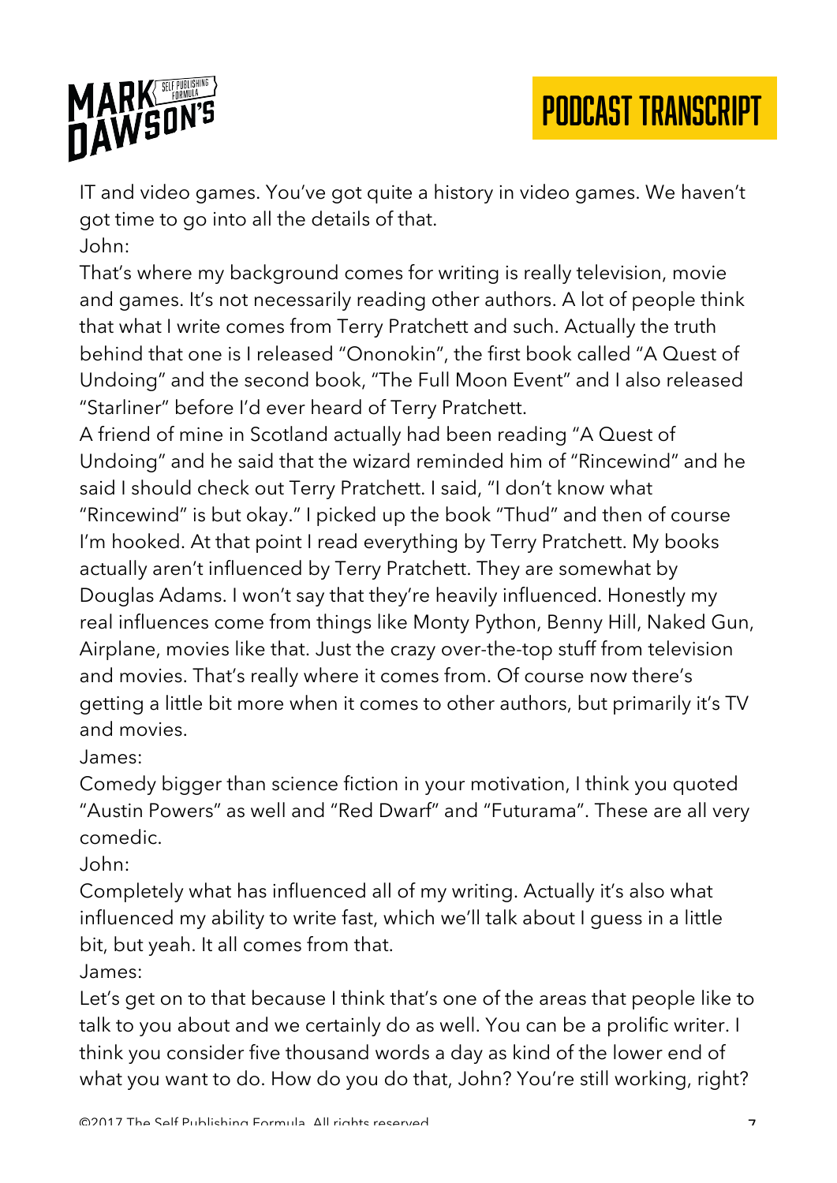IT and video games. You've got quite a history in video games. We haven't got time to go into all the details of that.

John:

That's where my background comes for writing is really television, movie and games. It's not necessarily reading other authors. A lot of people think that what I write comes from Terry Pratchett and such. Actually the truth behind that one is I released "Ononokin", the first book called "A Quest of Undoing" and the second book, "The Full Moon Event" and I also released "Starliner" before I'd ever heard of Terry Pratchett.

A friend of mine in Scotland actually had been reading "A Quest of Undoing" and he said that the wizard reminded him of "Rincewind" and he said I should check out Terry Pratchett. I said, "I don't know what "Rincewind" is but okay." I picked up the book "Thud" and then of course I'm hooked. At that point I read everything by Terry Pratchett. My books actually aren't influenced by Terry Pratchett. They are somewhat by Douglas Adams. I won't say that they're heavily influenced. Honestly my real influences come from things like Monty Python, Benny Hill, Naked Gun, Airplane, movies like that. Just the crazy over-the-top stuff from television and movies. That's really where it comes from. Of course now there's getting a little bit more when it comes to other authors, but primarily it's TV and movies.

James:

Comedy bigger than science fiction in your motivation, I think you quoted "Austin Powers" as well and "Red Dwarf" and "Futurama". These are all very comedic.

John:

Completely what has influenced all of my writing. Actually it's also what influenced my ability to write fast, which we'll talk about I guess in a little bit, but yeah. It all comes from that.

James:

Let's get on to that because I think that's one of the areas that people like to talk to you about and we certainly do as well. You can be a prolific writer. I think you consider five thousand words a day as kind of the lower end of what you want to do. How do you do that, John? You're still working, right?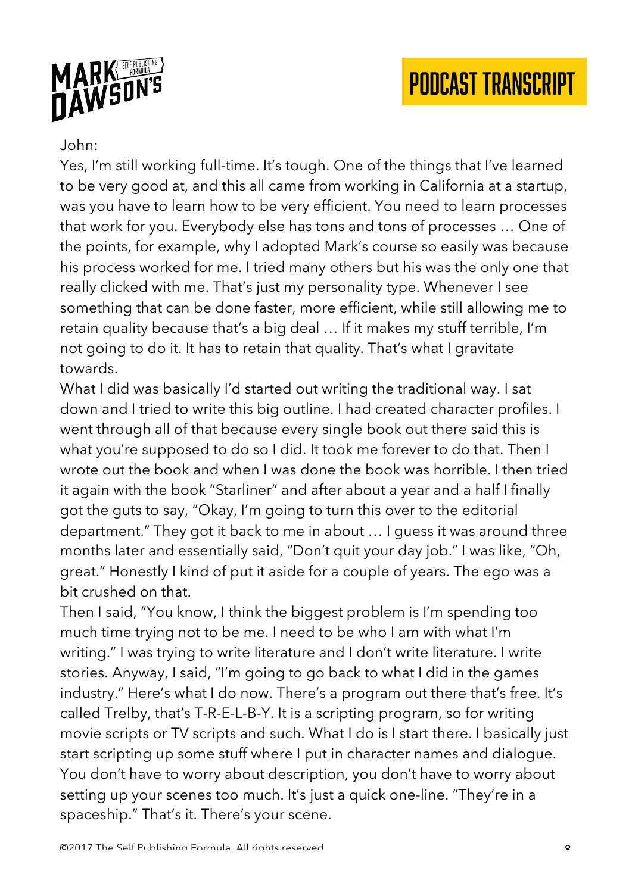John:

Yes, I'm still working full-time. It's tough. One of the things that I've learned to be very good at, and this all came from working in California at a startup, was you have to learn how to be very efficient. You need to learn processes that work for you. Everybody else has tons and tons of processes … One of the points, for example, why I adopted Mark's course so easily was because his process worked for me. I tried many others but his was the only one that really clicked with me. That's just my personality type. Whenever I see something that can be done faster, more efficient, while still allowing me to retain quality because that's a big deal … If it makes my stuff terrible, I'm not going to do it. It has to retain that quality. That's what I gravitate towards.

What I did was basically I'd started out writing the traditional way. I sat down and I tried to write this big outline. I had created character profiles. I went through all of that because every single book out there said this is what you're supposed to do so I did. It took me forever to do that. Then I wrote out the book and when I was done the book was horrible. I then tried it again with the book "Starliner" and after about a year and a half I finally got the guts to say, "Okay, I'm going to turn this over to the editorial department." They got it back to me in about … I guess it was around three months later and essentially said, "Don't quit your day job." I was like, "Oh, great." Honestly I kind of put it aside for a couple of years. The ego was a bit crushed on that.

Then I said, "You know, I think the biggest problem is I'm spending too much time trying not to be me. I need to be who I am with what I'm writing." I was trying to write literature and I don't write literature. I write stories. Anyway, I said, "I'm going to go back to what I did in the games industry." Here's what I do now. There's a program out there that's free. It's called Trelby, that's T-R-E-L-B-Y. It is a scripting program, so for writing movie scripts or TV scripts and such. What I do is I start there. I basically just start scripting up some stuff where I put in character names and dialogue. You don't have to worry about description, you don't have to worry about setting up your scenes too much. It's just a quick one-line. "They're in a spaceship." That's it. There's your scene.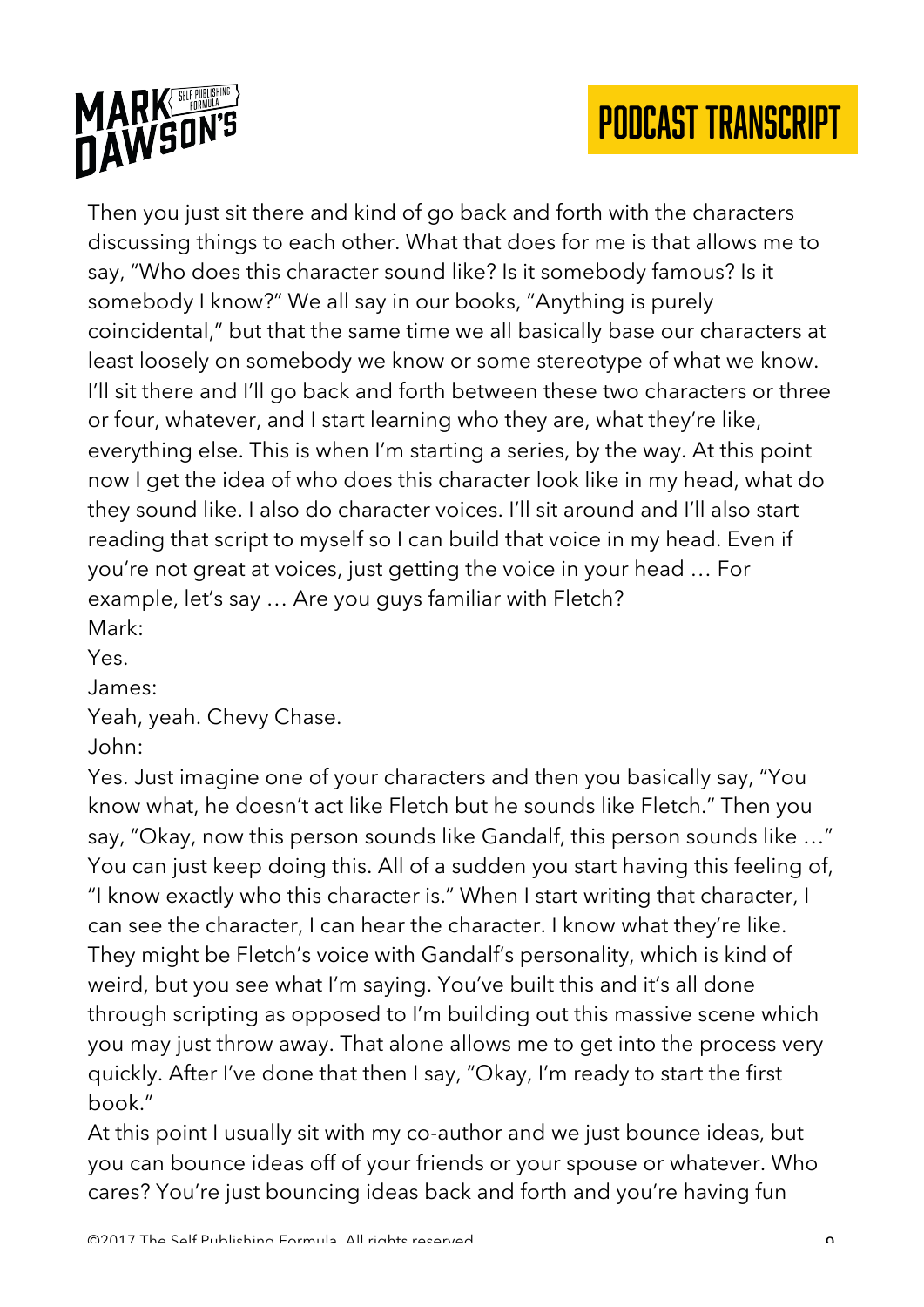Then you just sit there and kind of go back and forth with the characters discussing things to each other. What that does for me is that allows me to say, "Who does this character sound like? Is it somebody famous? Is it somebody I know?" We all say in our books, "Anything is purely coincidental," but that the same time we all basically base our characters at least loosely on somebody we know or some stereotype of what we know. I'll sit there and I'll go back and forth between these two characters or three or four, whatever, and I start learning who they are, what they're like, everything else. This is when I'm starting a series, by the way. At this point now I get the idea of who does this character look like in my head, what do they sound like. I also do character voices. I'll sit around and I'll also start reading that script to myself so I can build that voice in my head. Even if you're not great at voices, just getting the voice in your head … For example, let's say … Are you guys familiar with Fletch?

Mark:

Yes.

James:

Yeah, yeah. Chevy Chase.

John:

Yes. Just imagine one of your characters and then you basically say, "You know what, he doesn't act like Fletch but he sounds like Fletch." Then you say, "Okay, now this person sounds like Gandalf, this person sounds like …" You can just keep doing this. All of a sudden you start having this feeling of, "I know exactly who this character is." When I start writing that character, I can see the character, I can hear the character. I know what they're like. They might be Fletch's voice with Gandalf's personality, which is kind of weird, but you see what I'm saying. You've built this and it's all done through scripting as opposed to I'm building out this massive scene which you may just throw away. That alone allows me to get into the process very quickly. After I've done that then I say, "Okay, I'm ready to start the first book."

At this point I usually sit with my co-author and we just bounce ideas, but you can bounce ideas off of your friends or your spouse or whatever. Who cares? You're just bouncing ideas back and forth and you're having fun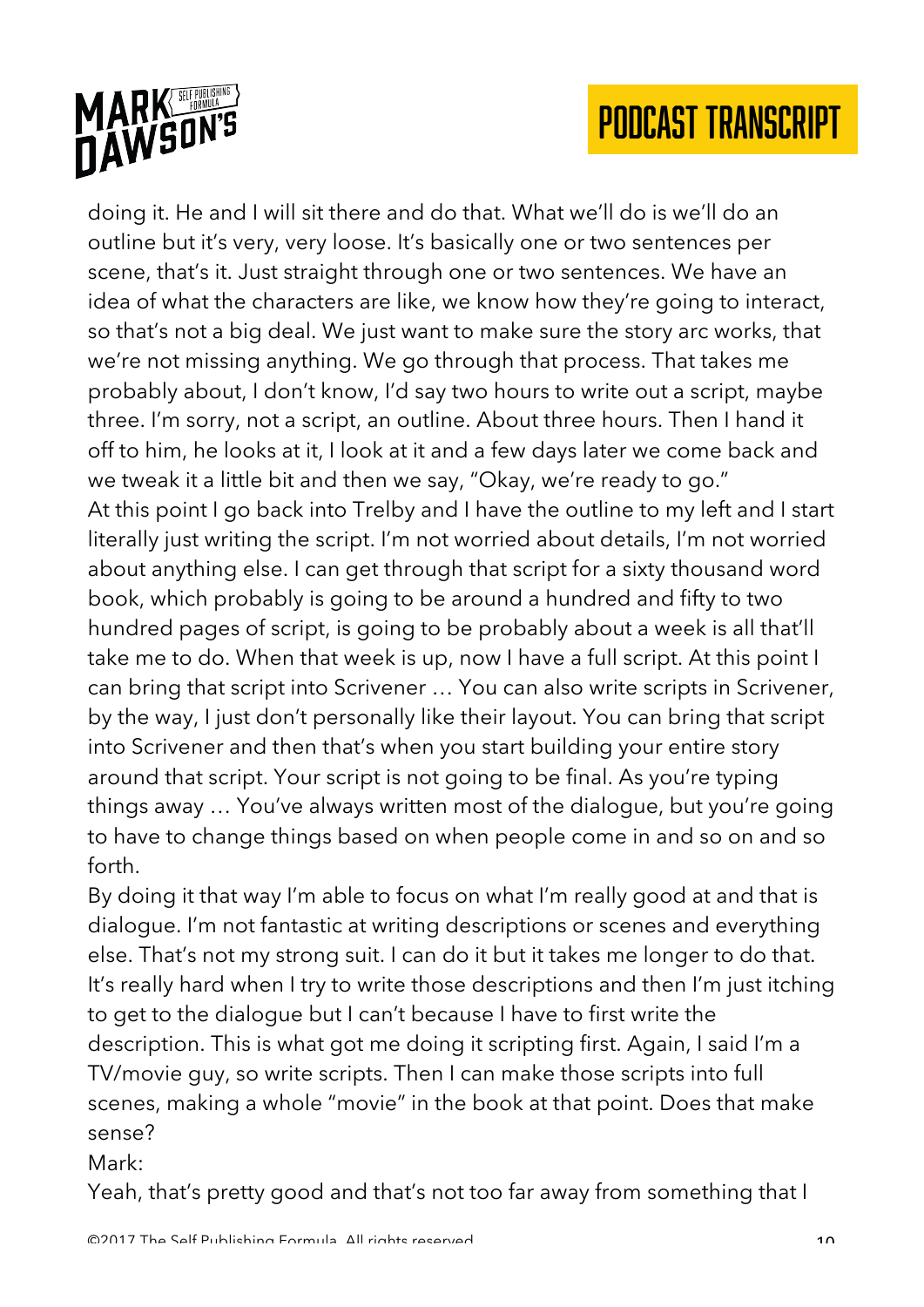doing it. He and I will sit there and do that. What we'll do is we'll do an outline but it's very, very loose. It's basically one or two sentences per scene, that's it. Just straight through one or two sentences. We have an idea of what the characters are like, we know how they're going to interact, so that's not a big deal. We just want to make sure the story arc works, that we're not missing anything. We go through that process. That takes me probably about, I don't know, I'd say two hours to write out a script, maybe three. I'm sorry, not a script, an outline. About three hours. Then I hand it off to him, he looks at it, I look at it and a few days later we come back and we tweak it a little bit and then we say, "Okay, we're ready to go."

At this point I go back into Trelby and I have the outline to my left and I start literally just writing the script. I'm not worried about details, I'm not worried about anything else. I can get through that script for a sixty thousand word book, which probably is going to be around a hundred and fifty to two hundred pages of script, is going to be probably about a week is all that'll take me to do. When that week is up, now I have a full script. At this point I can bring that script into Scrivener … You can also write scripts in Scrivener, by the way, I just don't personally like their layout. You can bring that script into Scrivener and then that's when you start building your entire story around that script. Your script is not going to be final. As you're typing things away … You've always written most of the dialogue, but you're going to have to change things based on when people come in and so on and so forth.

By doing it that way I'm able to focus on what I'm really good at and that is dialogue. I'm not fantastic at writing descriptions or scenes and everything else. That's not my strong suit. I can do it but it takes me longer to do that. It's really hard when I try to write those descriptions and then I'm just itching to get to the dialogue but I can't because I have to first write the description. This is what got me doing it scripting first. Again, I said I'm a TV/movie guy, so write scripts. Then I can make those scripts into full scenes, making a whole "movie" in the book at that point. Does that make sense?

Mark:

Yeah, that's pretty good and that's not too far away from something that I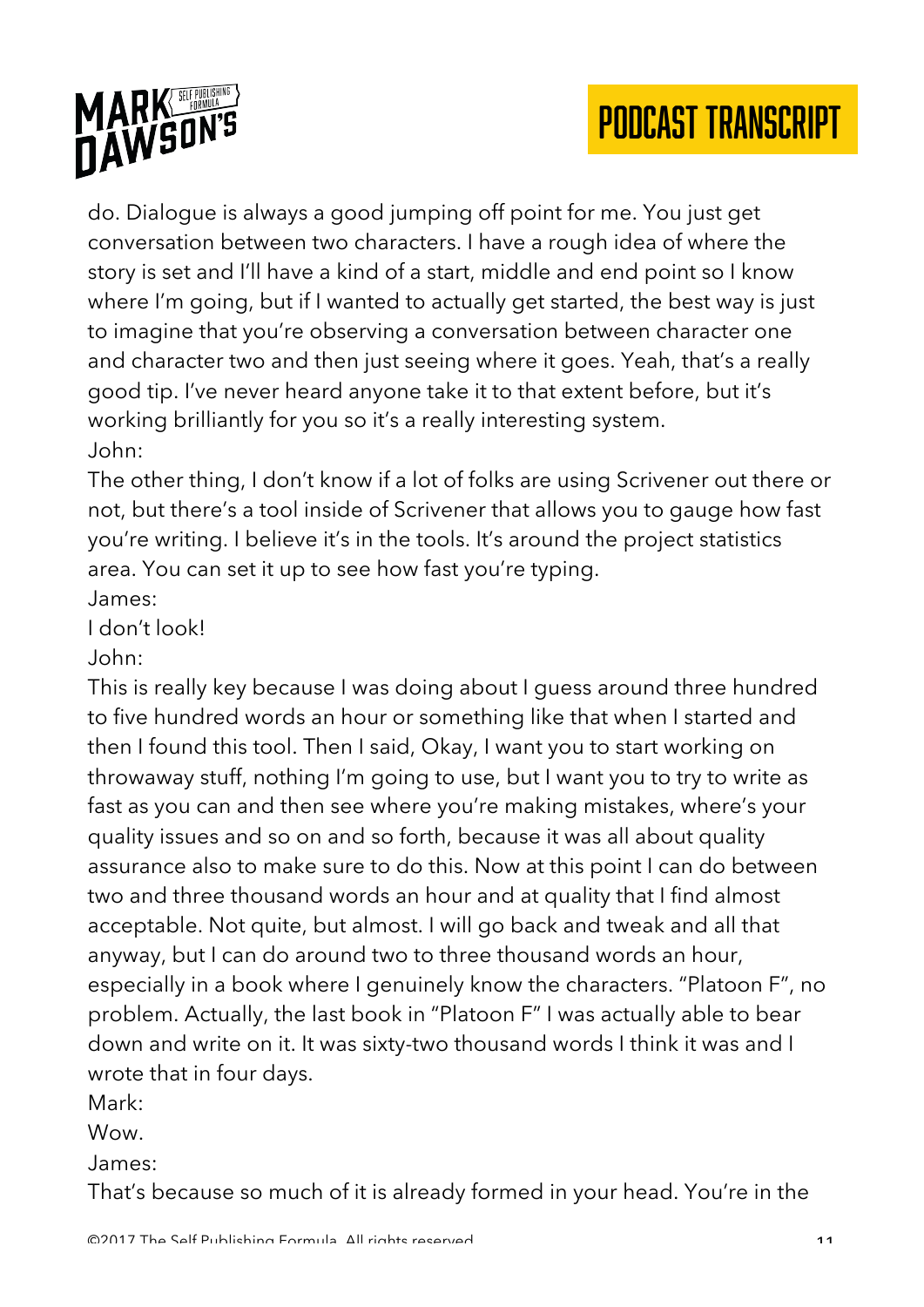do. Dialogue is always a good jumping off point for me. You just get conversation between two characters. I have a rough idea of where the story is set and I'll have a kind of a start, middle and end point so I know where I'm going, but if I wanted to actually get started, the best way is just to imagine that you're observing a conversation between character one and character two and then just seeing where it goes. Yeah, that's a really good tip. I've never heard anyone take it to that extent before, but it's working brilliantly for you so it's a really interesting system.

John:

The other thing, I don't know if a lot of folks are using Scrivener out there or not, but there's a tool inside of Scrivener that allows you to gauge how fast you're writing. I believe it's in the tools. It's around the project statistics area. You can set it up to see how fast you're typing.

James:

I don't look!

John:

This is really key because I was doing about I guess around three hundred to five hundred words an hour or something like that when I started and then I found this tool. Then I said, Okay, I want you to start working on throwaway stuff, nothing I'm going to use, but I want you to try to write as fast as you can and then see where you're making mistakes, where's your quality issues and so on and so forth, because it was all about quality assurance also to make sure to do this. Now at this point I can do between two and three thousand words an hour and at quality that I find almost acceptable. Not quite, but almost. I will go back and tweak and all that anyway, but I can do around two to three thousand words an hour, especially in a book where I genuinely know the characters. "Platoon F", no problem. Actually, the last book in "Platoon F" I was actually able to bear down and write on it. It was sixty-two thousand words I think it was and I wrote that in four days.

Mark:

Wow.

James:

That's because so much of it is already formed in your head. You're in the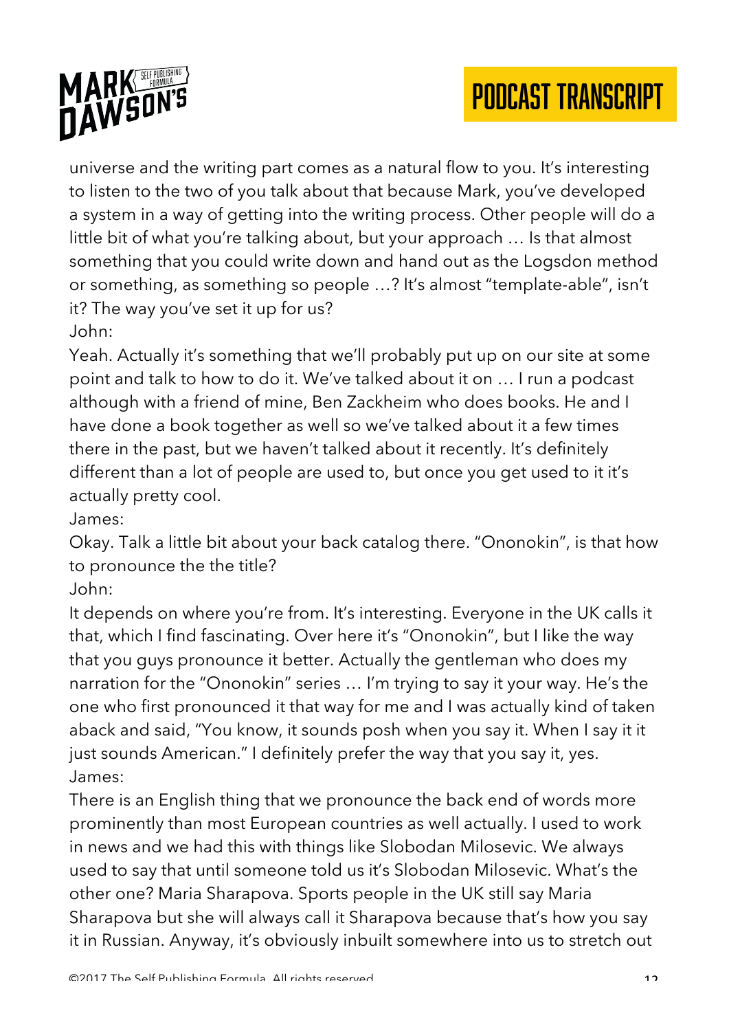universe and the writing part comes as a natural flow to you. It's interesting to listen to the two of you talk about that because Mark, you've developed a system in a way of getting into the writing process. Other people will do a little bit of what you're talking about, but your approach … Is that almost something that you could write down and hand out as the Logsdon method or something, as something so people …? It's almost "template-able", isn't it? The way you've set it up for us?

John:

Yeah. Actually it's something that we'll probably put up on our site at some point and talk to how to do it. We've talked about it on … I run a podcast although with a friend of mine, Ben Zackheim who does books. He and I have done a book together as well so we've talked about it a few times there in the past, but we haven't talked about it recently. It's definitely different than a lot of people are used to, but once you get used to it it's actually pretty cool.

James:

Okay. Talk a little bit about your back catalog there. "Ononokin", is that how to pronounce the the title?

John:

It depends on where you're from. It's interesting. Everyone in the UK calls it that, which I find fascinating. Over here it's "Ononokin", but I like the way that you guys pronounce it better. Actually the gentleman who does my narration for the "Ononokin" series … I'm trying to say it your way. He's the one who first pronounced it that way for me and I was actually kind of taken aback and said, "You know, it sounds posh when you say it. When I say it it just sounds American." I definitely prefer the way that you say it, yes.

James:

There is an English thing that we pronounce the back end of words more prominently than most European countries as well actually. I used to work in news and we had this with things like Slobodan Milosevic. We always used to say that until someone told us it's Slobodan Milosevic. What's the other one? Maria Sharapova. Sports people in the UK still say Maria Sharapova but she will always call it Sharapova because that's how you say it in Russian. Anyway, it's obviously inbuilt somewhere into us to stretch out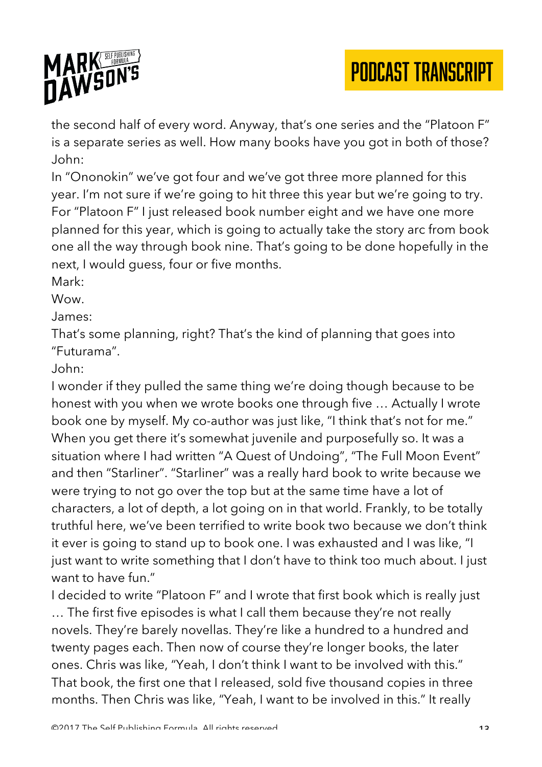the second half of every word. Anyway, that's one series and the "Platoon F" is a separate series as well. How many books have you got in both of those?

John:

In "Ononokin" we've got four and we've got three more planned for this year. I'm not sure if we're going to hit three this year but we're going to try. For "Platoon F" I just released book number eight and we have one more planned for this year, which is going to actually take the story arc from book one all the way through book nine. That's going to be done hopefully in the next, I would guess, four or five months.

Mark:

Wow.

James:

That's some planning, right? That's the kind of planning that goes into "Futurama".

John:

I wonder if they pulled the same thing we're doing though because to be honest with you when we wrote books one through five … Actually I wrote book one by myself. My co-author was just like, "I think that's not for me." When you get there it's somewhat juvenile and purposefully so. It was a situation where I had written "A Quest of Undoing", "The Full Moon Event" and then "Starliner". "Starliner" was a really hard book to write because we were trying to not go over the top but at the same time have a lot of characters, a lot of depth, a lot going on in that world. Frankly, to be totally truthful here, we've been terrified to write book two because we don't think it ever is going to stand up to book one. I was exhausted and I was like, "I just want to write something that I don't have to think too much about. I just want to have fun."

I decided to write "Platoon F" and I wrote that first book which is really just … The first five episodes is what I call them because they're not really novels. They're barely novellas. They're like a hundred to a hundred and twenty pages each. Then now of course they're longer books, the later ones. Chris was like, "Yeah, I don't think I want to be involved with this." That book, the first one that I released, sold five thousand copies in three months. Then Chris was like, "Yeah, I want to be involved in this." It really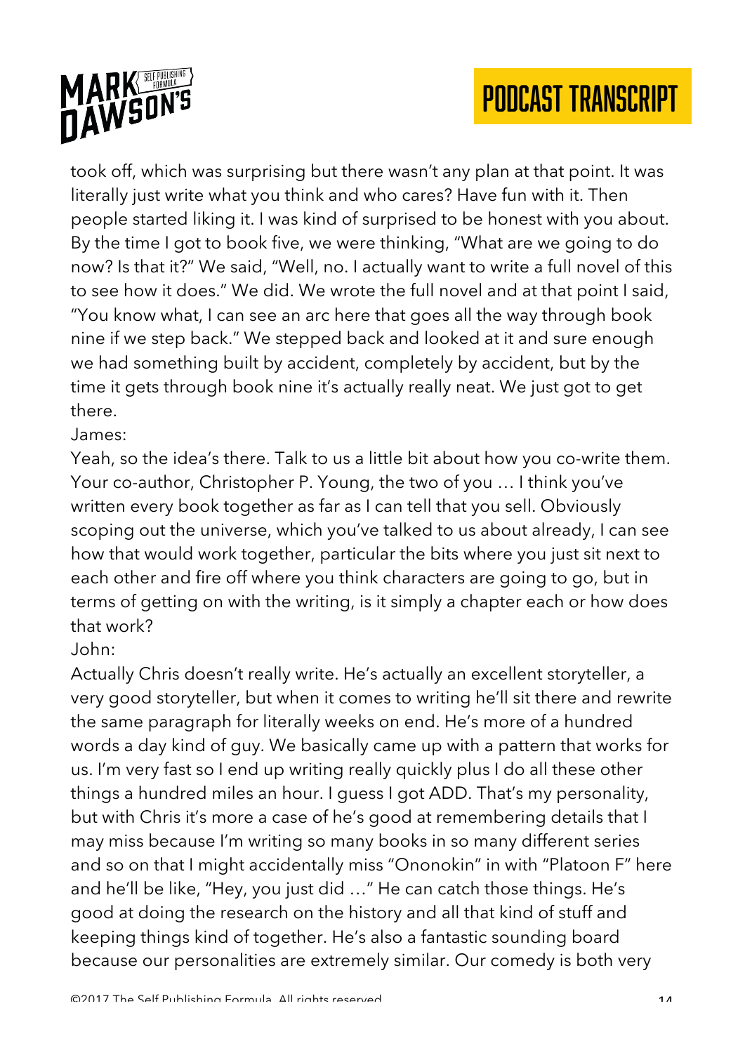took off, which was surprising but there wasn't any plan at that point. It was literally just write what you think and who cares? Have fun with it. Then people started liking it. I was kind of surprised to be honest with you about. By the time I got to book five, we were thinking, "What are we going to do now? Is that it?" We said, "Well, no. I actually want to write a full novel of this to see how it does." We did. We wrote the full novel and at that point I said, "You know what, I can see an arc here that goes all the way through book nine if we step back." We stepped back and looked at it and sure enough we had something built by accident, completely by accident, but by the time it gets through book nine it's actually really neat. We just got to get there.

James:

Yeah, so the idea's there. Talk to us a little bit about how you co-write them. Your co-author, Christopher P. Young, the two of you … I think you've written every book together as far as I can tell that you sell. Obviously scoping out the universe, which you've talked to us about already, I can see how that would work together, particular the bits where you just sit next to each other and fire off where you think characters are going to go, but in terms of getting on with the writing, is it simply a chapter each or how does that work?

John:

Actually Chris doesn't really write. He's actually an excellent storyteller, a very good storyteller, but when it comes to writing he'll sit there and rewrite the same paragraph for literally weeks on end. He's more of a hundred words a day kind of guy. We basically came up with a pattern that works for us. I'm very fast so I end up writing really quickly plus I do all these other things a hundred miles an hour. I guess I got ADD. That's my personality, but with Chris it's more a case of he's good at remembering details that I may miss because I'm writing so many books in so many different series and so on that I might accidentally miss "Ononokin" in with "Platoon F" here and he'll be like, "Hey, you just did …" He can catch those things. He's good at doing the research on the history and all that kind of stuff and keeping things kind of together. He's also a fantastic sounding board because our personalities are extremely similar. Our comedy is both very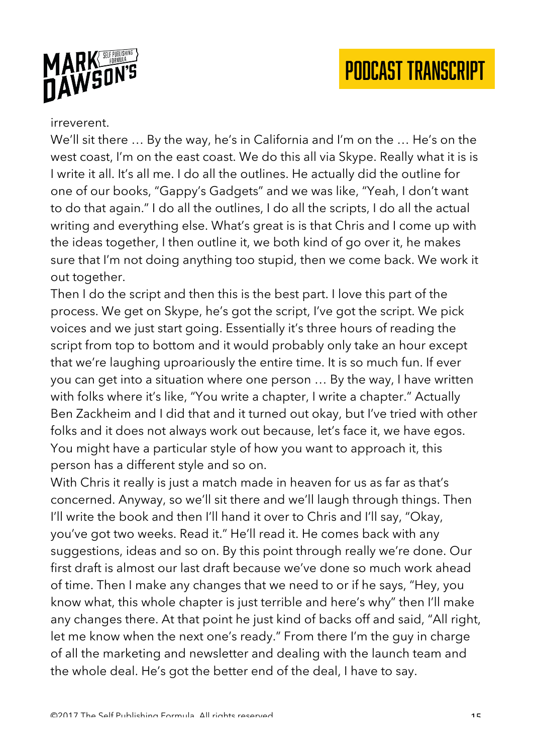irreverent.

We'll sit there … By the way, he's in California and I'm on the … He's on the west coast, I'm on the east coast. We do this all via Skype. Really what it is is I write it all. It's all me. I do all the outlines. He actually did the outline for one of our books, "Gappy's Gadgets" and we was like, "Yeah, I don't want to do that again." I do all the outlines, I do all the scripts, I do all the actual writing and everything else. What's great is is that Chris and I come up with the ideas together, I then outline it, we both kind of go over it, he makes sure that I'm not doing anything too stupid, then we come back. We work it out together.

Then I do the script and then this is the best part. I love this part of the process. We get on Skype, he's got the script, I've got the script. We pick voices and we just start going. Essentially it's three hours of reading the script from top to bottom and it would probably only take an hour except that we're laughing uproariously the entire time. It is so much fun. If ever you can get into a situation where one person … By the way, I have written with folks where it's like, "You write a chapter, I write a chapter." Actually Ben Zackheim and I did that and it turned out okay, but I've tried with other folks and it does not always work out because, let's face it, we have egos. You might have a particular style of how you want to approach it, this person has a different style and so on.

With Chris it really is just a match made in heaven for us as far as that's concerned. Anyway, so we'll sit there and we'll laugh through things. Then I'll write the book and then I'll hand it over to Chris and I'll say, "Okay, you've got two weeks. Read it." He'll read it. He comes back with any suggestions, ideas and so on. By this point through really we're done. Our first draft is almost our last draft because we've done so much work ahead of time. Then I make any changes that we need to or if he says, "Hey, you know what, this whole chapter is just terrible and here's why" then I'll make any changes there. At that point he just kind of backs off and said, "All right, let me know when the next one's ready." From there I'm the guy in charge of all the marketing and newsletter and dealing with the launch team and the whole deal. He's got the better end of the deal, I have to say.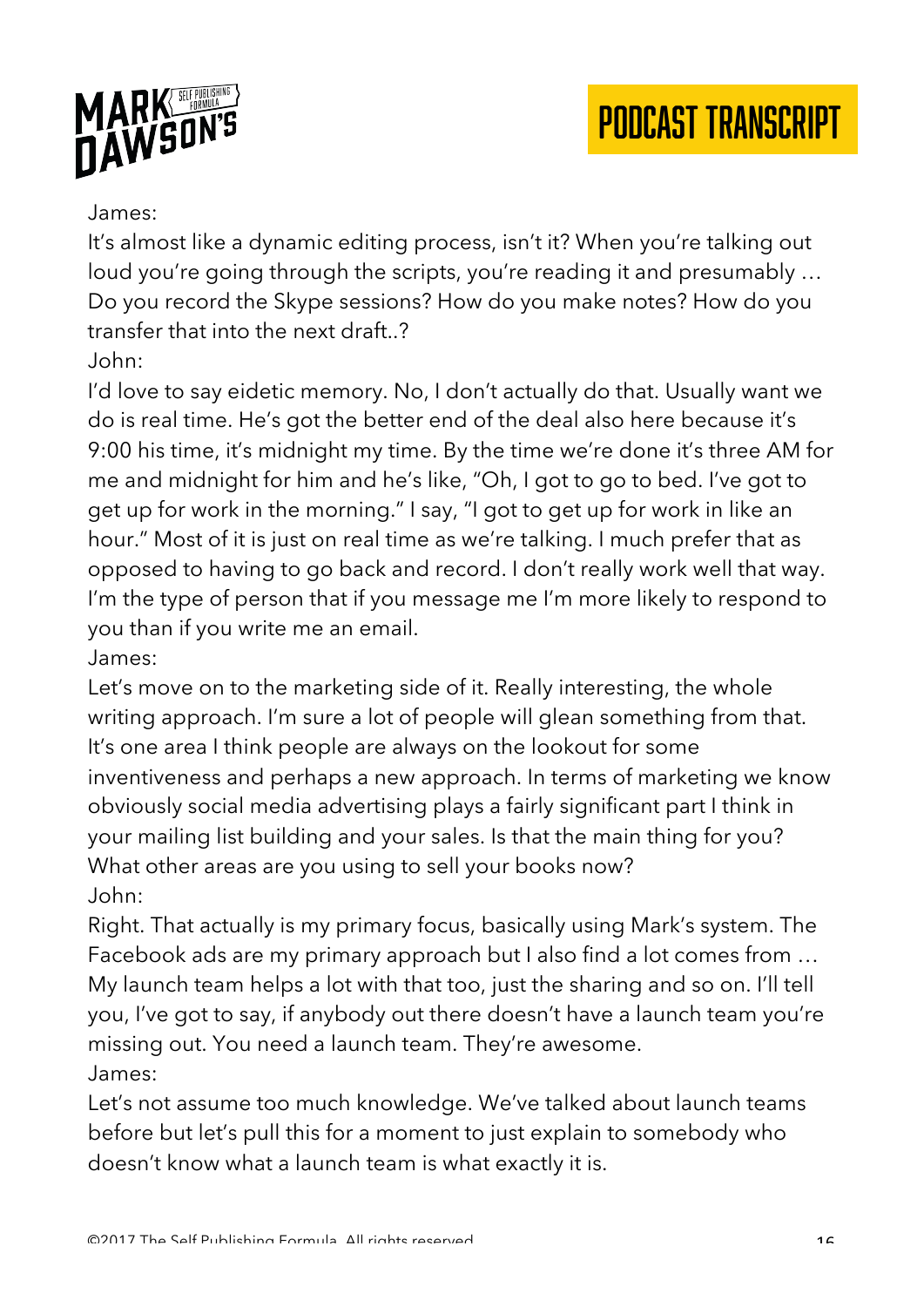James:

It's almost like a dynamic editing process, isn't it? When you're talking out loud you're going through the scripts, you're reading it and presumably … Do you record the Skype sessions? How do you make notes? How do you transfer that into the next draft..?

John:

I'd love to say eidetic memory. No, I don't actually do that. Usually want we do is real time. He's got the better end of the deal also here because it's 9:00 his time, it's midnight my time. By the time we're done it's three AM for me and midnight for him and he's like, "Oh, I got to go to bed. I've got to get up for work in the morning." I say, "I got to get up for work in like an hour." Most of it is just on real time as we're talking. I much prefer that as opposed to having to go back and record. I don't really work well that way. I'm the type of person that if you message me I'm more likely to respond to you than if you write me an email.

James:

Let's move on to the marketing side of it. Really interesting, the whole writing approach. I'm sure a lot of people will glean something from that. It's one area I think people are always on the lookout for some inventiveness and perhaps a new approach. In terms of marketing we know obviously social media advertising plays a fairly significant part I think in your mailing list building and your sales. Is that the main thing for you? What other areas are you using to sell your books now?

John:

Right. That actually is my primary focus, basically using Mark's system. The Facebook ads are my primary approach but I also find a lot comes from … My launch team helps a lot with that too, just the sharing and so on. I'll tell you, I've got to say, if anybody out there doesn't have a launch team you're missing out. You need a launch team. They're awesome.

James:

Let's not assume too much knowledge. We've talked about launch teams before but let's pull this for a moment to just explain to somebody who doesn't know what a launch team is what exactly it is.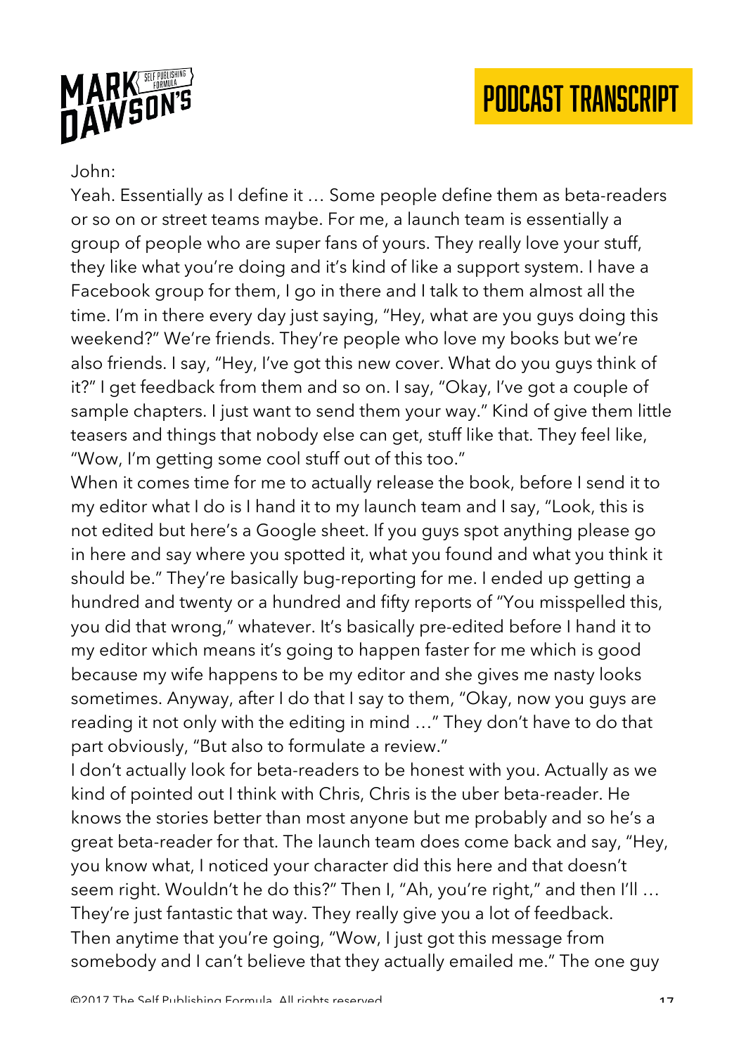John:

Yeah. Essentially as I define it … Some people define them as beta-readers or so on or street teams maybe. For me, a launch team is essentially a group of people who are super fans of yours. They really love your stuff, they like what you're doing and it's kind of like a support system. I have a Facebook group for them, I go in there and I talk to them almost all the time. I'm in there every day just saying, "Hey, what are you guys doing this weekend?" We're friends. They're people who love my books but we're also friends. I say, "Hey, I've got this new cover. What do you guys think of it?" I get feedback from them and so on. I say, "Okay, I've got a couple of sample chapters. I just want to send them your way." Kind of give them little teasers and things that nobody else can get, stuff like that. They feel like, "Wow, I'm getting some cool stuff out of this too."

When it comes time for me to actually release the book, before I send it to my editor what I do is I hand it to my launch team and I say, "Look, this is not edited but here's a Google sheet. If you guys spot anything please go in here and say where you spotted it, what you found and what you think it should be." They're basically bug-reporting for me. I ended up getting a hundred and twenty or a hundred and fifty reports of "You misspelled this, you did that wrong," whatever. It's basically pre-edited before I hand it to my editor which means it's going to happen faster for me which is good because my wife happens to be my editor and she gives me nasty looks sometimes. Anyway, after I do that I say to them, "Okay, now you guys are reading it not only with the editing in mind …" They don't have to do that part obviously, "But also to formulate a review."

I don't actually look for beta-readers to be honest with you. Actually as we kind of pointed out I think with Chris, Chris is the uber beta-reader. He knows the stories better than most anyone but me probably and so he's a great beta-reader for that. The launch team does come back and say, "Hey, you know what, I noticed your character did this here and that doesn't seem right. Wouldn't he do this?" Then I, "Ah, you're right," and then I'll … They're just fantastic that way. They really give you a lot of feedback. Then anytime that you're going, "Wow, I just got this message from somebody and I can't believe that they actually emailed me." The one guy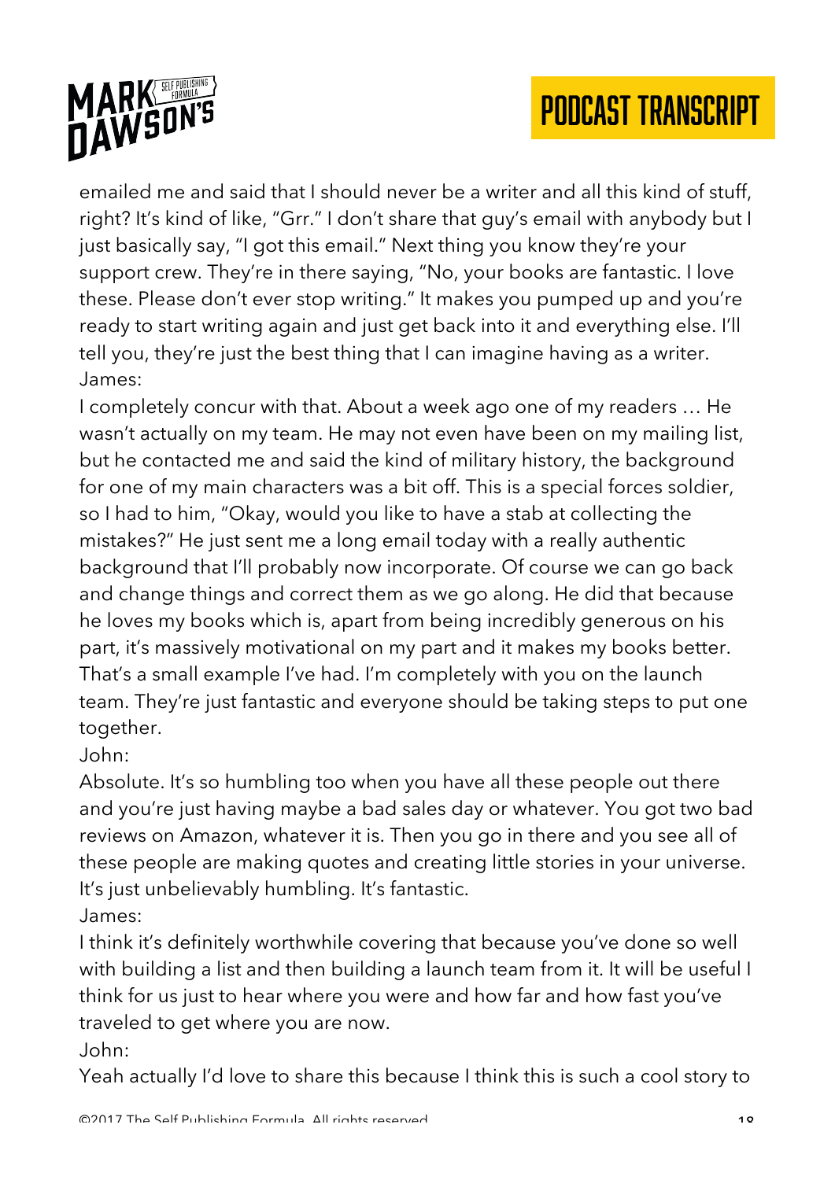emailed me and said that I should never be a writer and all this kind of stuff, right? It's kind of like, "Grr." I don't share that guy's email with anybody but I just basically say, "I got this email." Next thing you know they're your support crew. They're in there saying, "No, your books are fantastic. I love these. Please don't ever stop writing." It makes you pumped up and you're ready to start writing again and just get back into it and everything else. I'll tell you, they're just the best thing that I can imagine having as a writer.

James:

I completely concur with that. About a week ago one of my readers … He wasn't actually on my team. He may not even have been on my mailing list, but he contacted me and said the kind of military history, the background for one of my main characters was a bit off. This is a special forces soldier, so I had to him, "Okay, would you like to have a stab at collecting the mistakes?" He just sent me a long email today with a really authentic background that I'll probably now incorporate. Of course we can go back and change things and correct them as we go along. He did that because he loves my books which is, apart from being incredibly generous on his part, it's massively motivational on my part and it makes my books better. That's a small example I've had. I'm completely with you on the launch team. They're just fantastic and everyone should be taking steps to put one together.

John:

Absolute. It's so humbling too when you have all these people out there and you're just having maybe a bad sales day or whatever. You got two bad reviews on Amazon, whatever it is. Then you go in there and you see all of these people are making quotes and creating little stories in your universe. It's just unbelievably humbling. It's fantastic.

James:

I think it's definitely worthwhile covering that because you've done so well with building a list and then building a launch team from it. It will be useful I think for us just to hear where you were and how far and how fast you've traveled to get where you are now.

John:

Yeah actually I'd love to share this because I think this is such a cool story to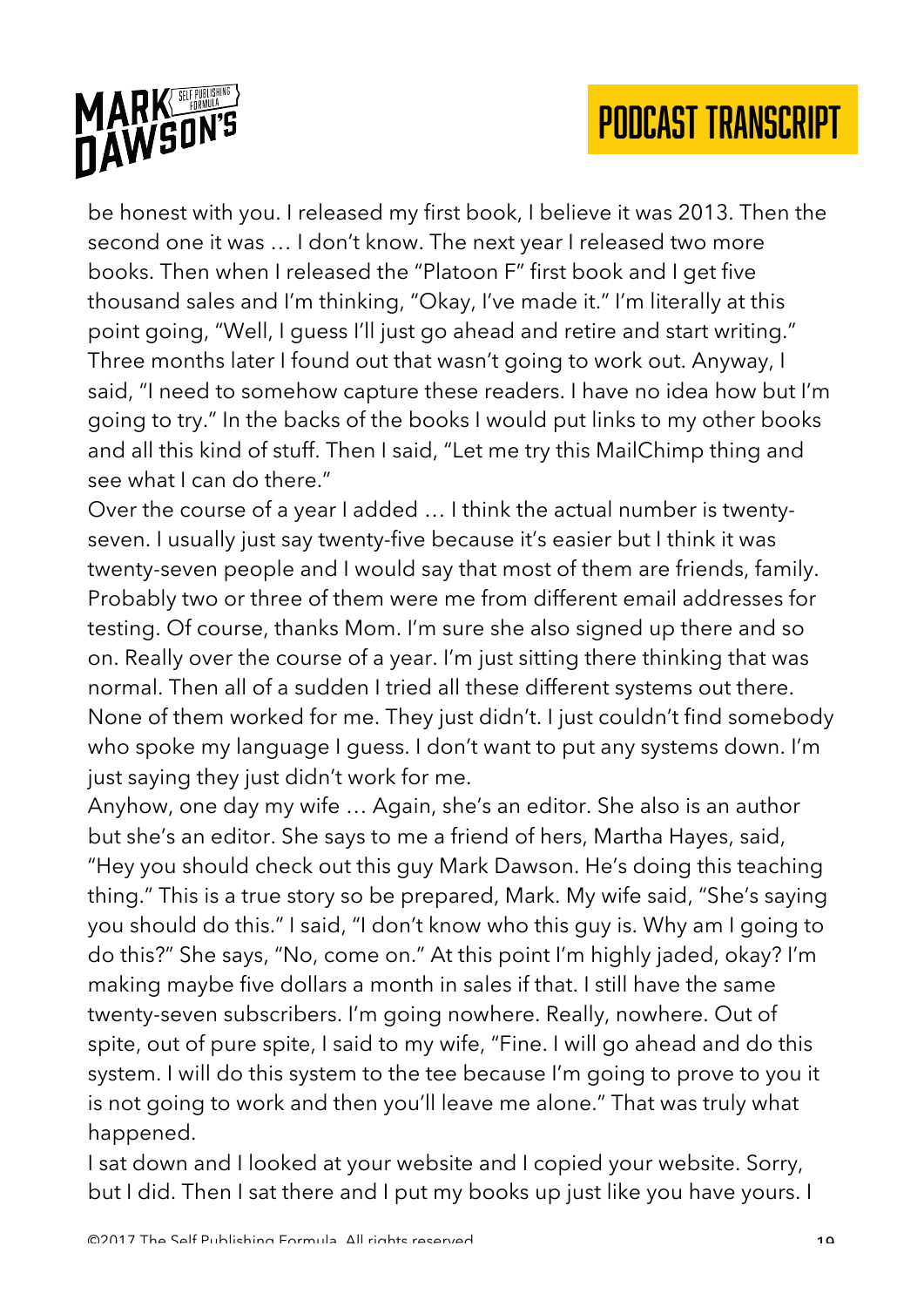be honest with you. I released my first book, I believe it was 2013. Then the second one it was … I don't know. The next year I released two more books. Then when I released the "Platoon F" first book and I get five thousand sales and I'm thinking, "Okay, I've made it." I'm literally at this point going, "Well, I guess I'll just go ahead and retire and start writing." Three months later I found out that wasn't going to work out. Anyway, I said, "I need to somehow capture these readers. I have no idea how but I'm going to try." In the backs of the books I would put links to my other books and all this kind of stuff. Then I said, "Let me try this MailChimp thing and see what I can do there."

Over the course of a year I added … I think the actual number is twenty-seven. I usually just say twenty-five because it's easier but I think it was twenty-seven people and I would say that most of them are friends, family. Probably two or three of them were me from different email addresses for testing. Of course, thanks Mom. I'm sure she also signed up there and so on. Really over the course of a year. I'm just sitting there thinking that was normal. Then all of a sudden I tried all these different systems out there. None of them worked for me. They just didn't. I just couldn't find somebody who spoke my language I guess. I don't want to put any systems down. I'm just saying they just didn't work for me.

Anyhow, one day my wife … Again, she's an editor. She also is an author but she's an editor. She says to me a friend of hers, Martha Hayes, said, "Hey you should check out this guy Mark Dawson. He's doing this teaching thing." This is a true story so be prepared, Mark. My wife said, "She's saying you should do this." I said, "I don't know who this guy is. Why am I going to do this?" She says, "No, come on." At this point I'm highly jaded, okay? I'm making maybe five dollars a month in sales if that. I still have the same twenty-seven subscribers. I'm going nowhere. Really, nowhere. Out of spite, out of pure spite, I said to my wife, "Fine. I will go ahead and do this system. I will do this system to the tee because I'm going to prove to you it is not going to work and then you'll leave me alone." That was truly what happened.

I sat down and I looked at your website and I copied your website. Sorry, but I did. Then I sat there and I put my books up just like you have yours. I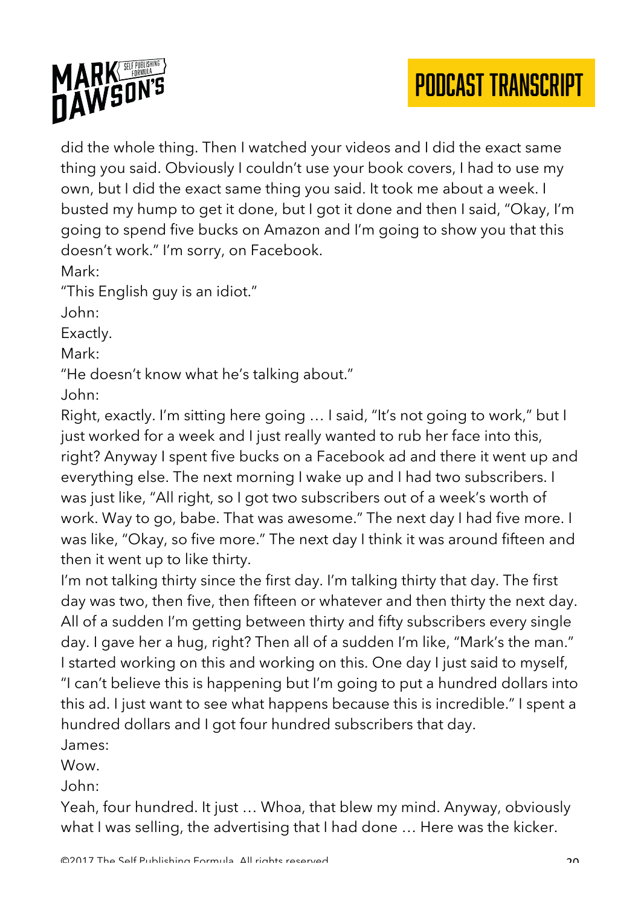did the whole thing. Then I watched your videos and I did the exact same thing you said. Obviously I couldn't use your book covers, I had to use my own, but I did the exact same thing you said. It took me about a week. I busted my hump to get it done, but I got it done and then I said, "Okay, I'm going to spend five bucks on Amazon and I'm going to show you that this doesn't work." I'm sorry, on Facebook.

Mark:

"This English guy is an idiot."

John:

Exactly.

Mark:

"He doesn't know what he's talking about."

John:

Right, exactly. I'm sitting here going … I said, "It's not going to work," but I just worked for a week and I just really wanted to rub her face into this, right? Anyway I spent five bucks on a Facebook ad and there it went up and everything else. The next morning I wake up and I had two subscribers. I was just like, "All right, so I got two subscribers out of a week's worth of work. Way to go, babe. That was awesome." The next day I had five more. I was like, "Okay, so five more." The next day I think it was around fifteen and then it went up to like thirty.

I'm not talking thirty since the first day. I'm talking thirty that day. The first day was two, then five, then fifteen or whatever and then thirty the next day. All of a sudden I'm getting between thirty and fifty subscribers every single day. I gave her a hug, right? Then all of a sudden I'm like, "Mark's the man." I started working on this and working on this. One day I just said to myself, "I can't believe this is happening but I'm going to put a hundred dollars into this ad. I just want to see what happens because this is incredible." I spent a hundred dollars and I got four hundred subscribers that day.

James:

Wow.

John:

Yeah, four hundred. It just … Whoa, that blew my mind. Anyway, obviously what I was selling, the advertising that I had done … Here was the kicker.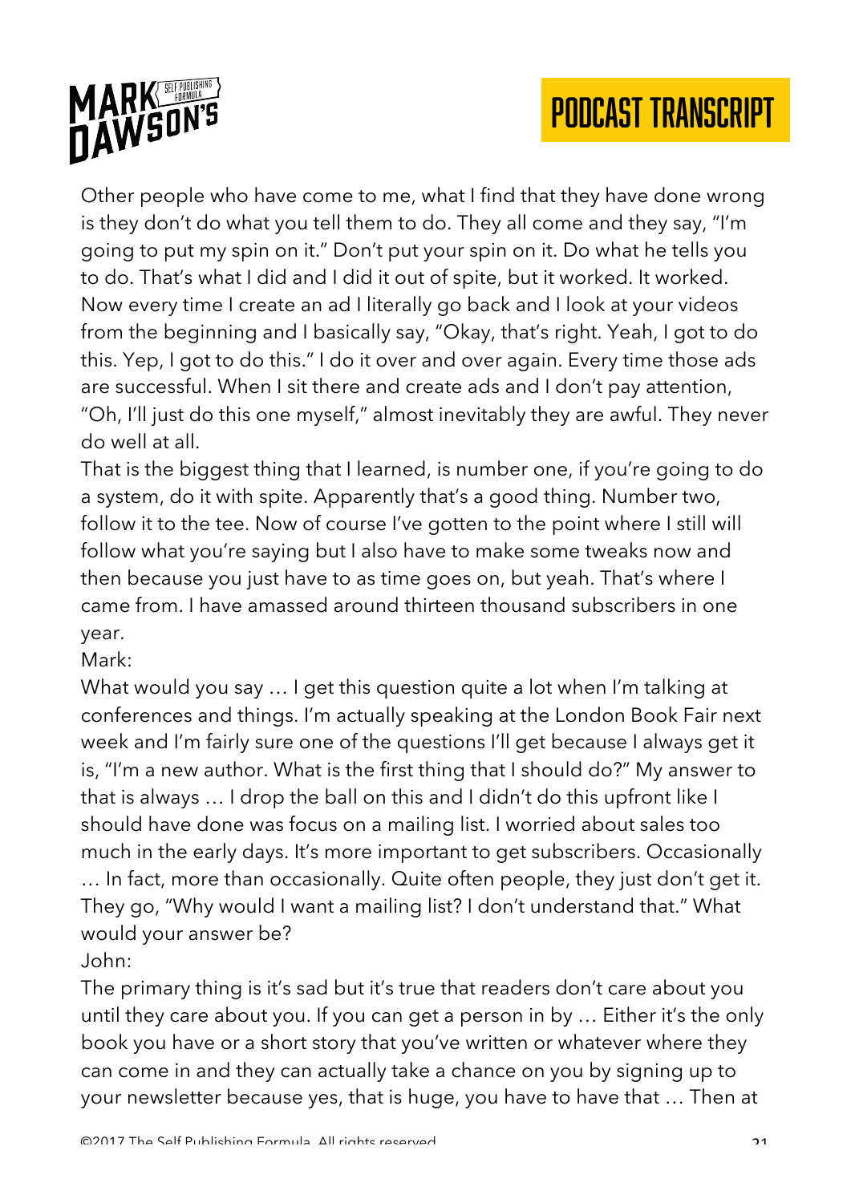Other people who have come to me, what I find that they have done wrong is they don't do what you tell them to do. They all come and they say, "I'm going to put my spin on it." Don't put your spin on it. Do what he tells you to do. That's what I did and I did it out of spite, but it worked. It worked. Now every time I create an ad I literally go back and I look at your videos from the beginning and I basically say, "Okay, that's right. Yeah, I got to do this. Yep, I got to do this." I do it over and over again. Every time those ads are successful. When I sit there and create ads and I don't pay attention, "Oh, I'll just do this one myself," almost inevitably they are awful. They never do well at all.

That is the biggest thing that I learned, is number one, if you're going to do a system, do it with spite. Apparently that's a good thing. Number two, follow it to the tee. Now of course I've gotten to the point where I still will follow what you're saying but I also have to make some tweaks now and then because you just have to as time goes on, but yeah. That's where I came from. I have amassed around thirteen thousand subscribers in one year.

Mark:

What would you say … I get this question quite a lot when I'm talking at conferences and things. I'm actually speaking at the London Book Fair next week and I'm fairly sure one of the questions I'll get because I always get it is, "I'm a new author. What is the first thing that I should do?" My answer to that is always … I drop the ball on this and I didn't do this upfront like I should have done was focus on a mailing list. I worried about sales too much in the early days. It's more important to get subscribers. Occasionally … In fact, more than occasionally. Quite often people, they just don't get it. They go, "Why would I want a mailing list? I don't understand that." What would your answer be?

John:

The primary thing is it's sad but it's true that readers don't care about you until they care about you. If you can get a person in by … Either it's the only book you have or a short story that you've written or whatever where they can come in and they can actually take a chance on you by signing up to your newsletter because yes, that is huge, you have to have that … Then at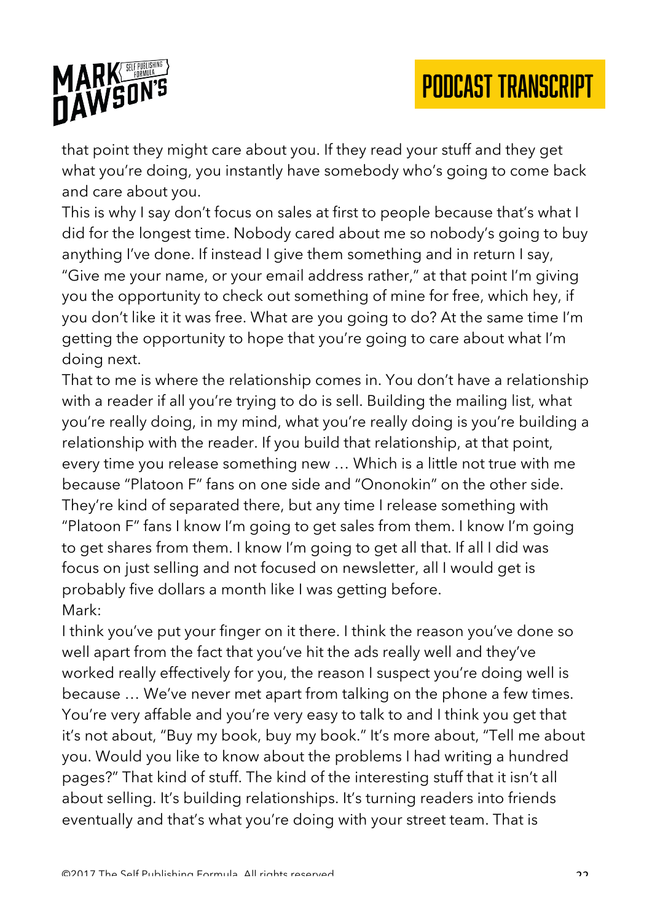that point they might care about you. If they read your stuff and they get what you're doing, you instantly have somebody who's going to come back and care about you.

This is why I say don't focus on sales at first to people because that's what I did for the longest time. Nobody cared about me so nobody's going to buy anything I've done. If instead I give them something and in return I say, "Give me your name, or your email address rather," at that point I'm giving you the opportunity to check out something of mine for free, which hey, if you don't like it it was free. What are you going to do? At the same time I'm getting the opportunity to hope that you're going to care about what I'm doing next.

That to me is where the relationship comes in. You don't have a relationship with a reader if all you're trying to do is sell. Building the mailing list, what you're really doing, in my mind, what you're really doing is you're building a relationship with the reader. If you build that relationship, at that point, every time you release something new … Which is a little not true with me because "Platoon F" fans on one side and "Ononokin" on the other side. They're kind of separated there, but any time I release something with "Platoon F" fans I know I'm going to get sales from them. I know I'm going to get shares from them. I know I'm going to get all that. If all I did was focus on just selling and not focused on newsletter, all I would get is probably five dollars a month like I was getting before.

Mark:

I think you've put your finger on it there. I think the reason you've done so well apart from the fact that you've hit the ads really well and they've worked really effectively for you, the reason I suspect you're doing well is because … We've never met apart from talking on the phone a few times. You're very affable and you're very easy to talk to and I think you get that it's not about, "Buy my book, buy my book." It's more about, "Tell me about you. Would you like to know about the problems I had writing a hundred pages?" That kind of stuff. The kind of the interesting stuff that it isn't all about selling. It's building relationships. It's turning readers into friends eventually and that's what you're doing with your street team. That is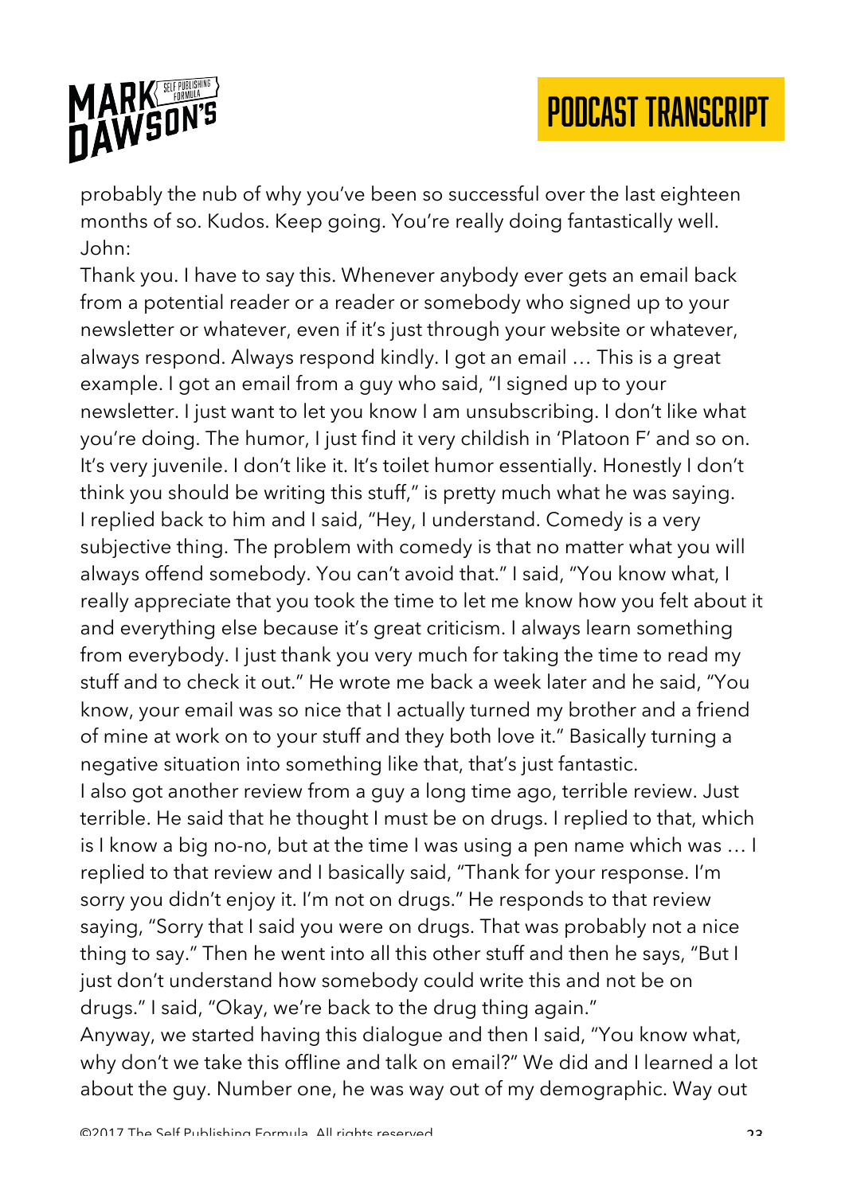probably the nub of why you've been so successful over the last eighteen months of so. Kudos. Keep going. You're really doing fantastically well.

John:

Thank you. I have to say this. Whenever anybody ever gets an email back from a potential reader or a reader or somebody who signed up to your newsletter or whatever, even if it's just through your website or whatever, always respond. Always respond kindly. I got an email … This is a great example. I got an email from a guy who said, "I signed up to your newsletter. I just want to let you know I am unsubscribing. I don't like what you're doing. The humor, I just find it very childish in 'Platoon F' and so on. It's very juvenile. I don't like it. It's toilet humor essentially. Honestly I don't think you should be writing this stuff," is pretty much what he was saying. I replied back to him and I said, "Hey, I understand. Comedy is a very subjective thing. The problem with comedy is that no matter what you will always offend somebody. You can't avoid that." I said, "You know what, I really appreciate that you took the time to let me know how you felt about it and everything else because it's great criticism. I always learn something from everybody. I just thank you very much for taking the time to read my stuff and to check it out." He wrote me back a week later and he said, "You know, your email was so nice that I actually turned my brother and a friend of mine at work on to your stuff and they both love it." Basically turning a negative situation into something like that, that's just fantastic.

I also got another review from a guy a long time ago, terrible review. Just terrible. He said that he thought I must be on drugs. I replied to that, which is I know a big no-no, but at the time I was using a pen name which was … I replied to that review and I basically said, "Thank for your response. I'm sorry you didn't enjoy it. I'm not on drugs." He responds to that review saying, "Sorry that I said you were on drugs. That was probably not a nice thing to say." Then he went into all this other stuff and then he says, "But I just don't understand how somebody could write this and not be on drugs." I said, "Okay, we're back to the drug thing again."

Anyway, we started having this dialogue and then I said, "You know what, why don't we take this offline and talk on email?" We did and I learned a lot about the guy. Number one, he was way out of my demographic. Way out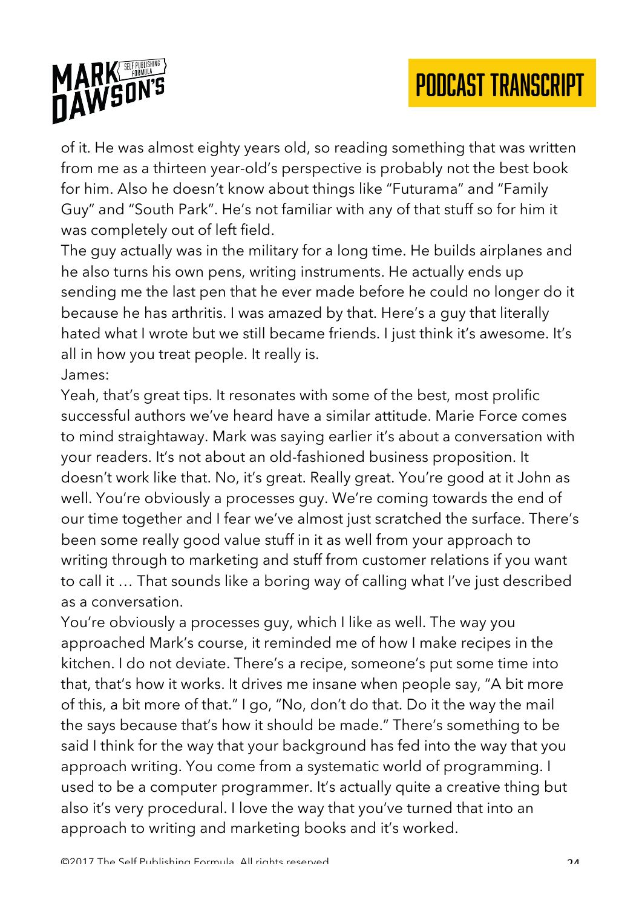of it. He was almost eighty years old, so reading something that was written from me as a thirteen year-old's perspective is probably not the best book for him. Also he doesn't know about things like "Futurama" and "Family Guy" and "South Park". He's not familiar with any of that stuff so for him it was completely out of left field.

The guy actually was in the military for a long time. He builds airplanes and he also turns his own pens, writing instruments. He actually ends up sending me the last pen that he ever made before he could no longer do it because he has arthritis. I was amazed by that. Here's a guy that literally hated what I wrote but we still became friends. I just think it's awesome. It's all in how you treat people. It really is.

James:

Yeah, that's great tips. It resonates with some of the best, most prolific successful authors we've heard have a similar attitude. Marie Force comes to mind straightaway. Mark was saying earlier it's about a conversation with your readers. It's not about an old-fashioned business proposition. It doesn't work like that. No, it's great. Really great. You're good at it John as well. You're obviously a processes guy. We're coming towards the end of our time together and I fear we've almost just scratched the surface. There's been some really good value stuff in it as well from your approach to writing through to marketing and stuff from customer relations if you want to call it … That sounds like a boring way of calling what I've just described as a conversation.

You're obviously a processes guy, which I like as well. The way you approached Mark's course, it reminded me of how I make recipes in the kitchen. I do not deviate. There's a recipe, someone's put some time into that, that's how it works. It drives me insane when people say, "A bit more of this, a bit more of that." I go, "No, don't do that. Do it the way the mail the says because that's how it should be made." There's something to be said I think for the way that your background has fed into the way that you approach writing. You come from a systematic world of programming. I used to be a computer programmer. It's actually quite a creative thing but also it's very procedural. I love the way that you've turned that into an approach to writing and marketing books and it's worked.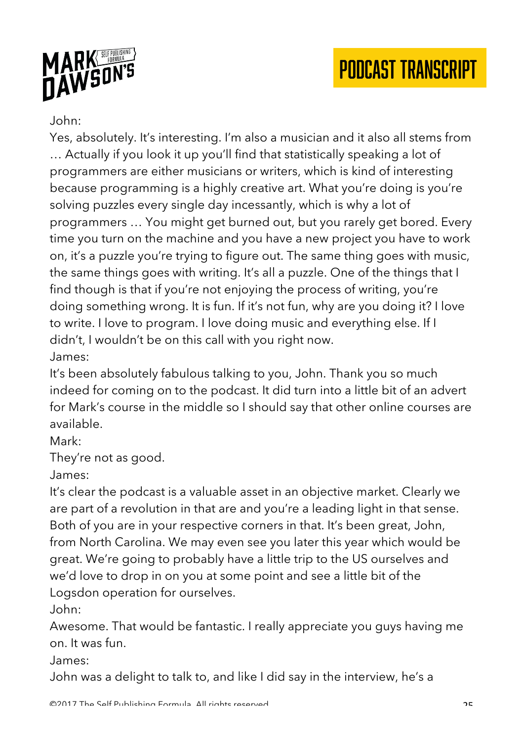John:

Yes, absolutely. It's interesting. I'm also a musician and it also all stems from … Actually if you look it up you'll find that statistically speaking a lot of programmers are either musicians or writers, which is kind of interesting because programming is a highly creative art. What you're doing is you're solving puzzles every single day incessantly, which is why a lot of programmers … You might get burned out, but you rarely get bored. Every time you turn on the machine and you have a new project you have to work on, it's a puzzle you're trying to figure out. The same thing goes with music, the same things goes with writing. It's all a puzzle. One of the things that I find though is that if you're not enjoying the process of writing, you're doing something wrong. It is fun. If it's not fun, why are you doing it? I love to write. I love to program. I love doing music and everything else. If I didn't, I wouldn't be on this call with you right now.

James:

It's been absolutely fabulous talking to you, John. Thank you so much indeed for coming on to the podcast. It did turn into a little bit of an advert for Mark's course in the middle so I should say that other online courses are available.

Mark:

They're not as good.

James:

It's clear the podcast is a valuable asset in an objective market. Clearly we are part of a revolution in that are and you're a leading light in that sense. Both of you are in your respective corners in that. It's been great, John, from North Carolina. We may even see you later this year which would be great. We're going to probably have a little trip to the US ourselves and we'd love to drop in on you at some point and see a little bit of the Logsdon operation for ourselves.

John:

Awesome. That would be fantastic. I really appreciate you guys having me on. It was fun.

James:

John was a delight to talk to, and like I did say in the interview, he's a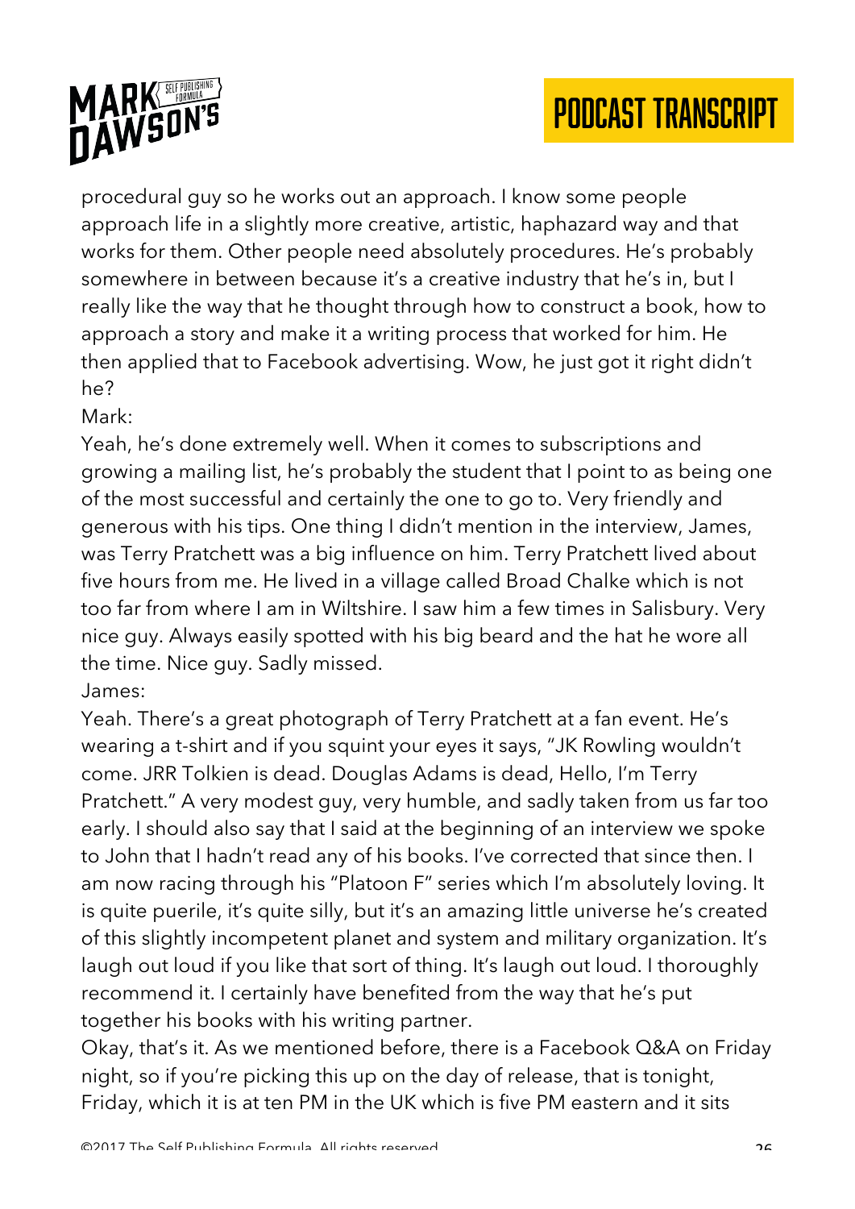procedural guy so he works out an approach. I know some people approach life in a slightly more creative, artistic, haphazard way and that works for them. Other people need absolutely procedures. He's probably somewhere in between because it's a creative industry that he's in, but I really like the way that he thought through how to construct a book, how to approach a story and make it a writing process that worked for him. He then applied that to Facebook advertising. Wow, he just got it right didn't he?

Mark:

Yeah, he's done extremely well. When it comes to subscriptions and growing a mailing list, he's probably the student that I point to as being one of the most successful and certainly the one to go to. Very friendly and generous with his tips. One thing I didn't mention in the interview, James, was Terry Pratchett was a big influence on him. Terry Pratchett lived about five hours from me. He lived in a village called Broad Chalke which is not too far from where I am in Wiltshire. I saw him a few times in Salisbury. Very nice guy. Always easily spotted with his big beard and the hat he wore all the time. Nice guy. Sadly missed.

James:

Yeah. There's a great photograph of Terry Pratchett at a fan event. He's wearing a t-shirt and if you squint your eyes it says, "JK Rowling wouldn't come. JRR Tolkien is dead. Douglas Adams is dead, Hello, I'm Terry Pratchett." A very modest guy, very humble, and sadly taken from us far too early. I should also say that I said at the beginning of an interview we spoke to John that I hadn't read any of his books. I've corrected that since then. I am now racing through his "Platoon F" series which I'm absolutely loving. It is quite puerile, it's quite silly, but it's an amazing little universe he's created of this slightly incompetent planet and system and military organization. It's laugh out loud if you like that sort of thing. It's laugh out loud. I thoroughly recommend it. I certainly have benefited from the way that he's put together his books with his writing partner.

Okay, that's it. As we mentioned before, there is a Facebook Q&A on Friday night, so if you're picking this up on the day of release, that is tonight, Friday, which it is at ten PM in the UK which is five PM eastern and it sits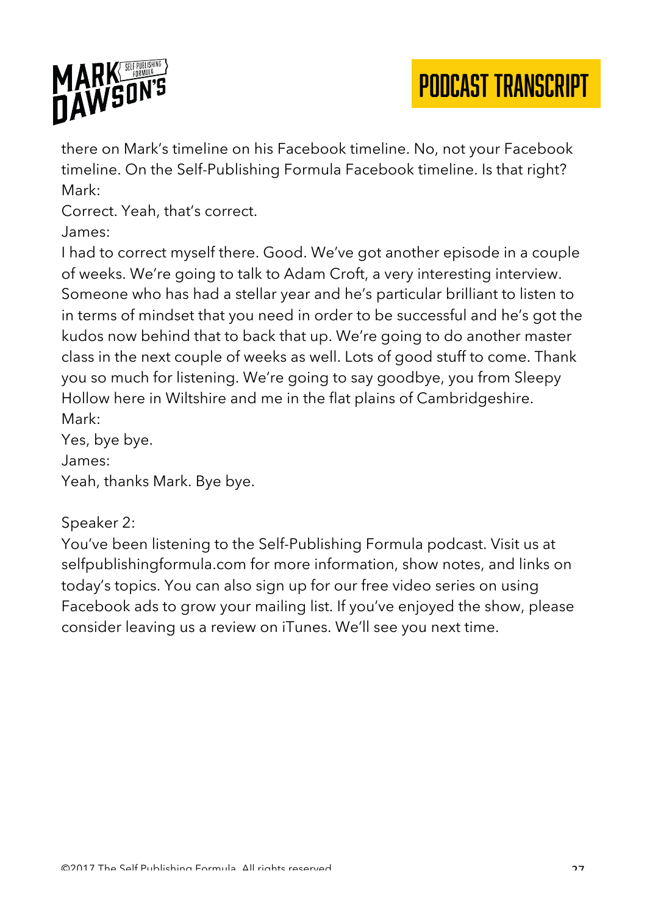there on Mark's timeline on his Facebook timeline. No, not your Facebook timeline. On the Self-Publishing Formula Facebook timeline. Is that right?

Mark:

Correct. Yeah, that's correct.

James:

I had to correct myself there. Good. We've got another episode in a couple of weeks. We're going to talk to Adam Croft, a very interesting interview. Someone who has had a stellar year and he's particular brilliant to listen to in terms of mindset that you need in order to be successful and he's got the kudos now behind that to back that up. We're going to do another master class in the next couple of weeks as well. Lots of good stuff to come. Thank you so much for listening. We're going to say goodbye, you from Sleepy Hollow here in Wiltshire and me in the flat plains of Cambridgeshire.

Mark:

Yes, bye bye.

James:

Yeah, thanks Mark. Bye bye.

Speaker 2:

You've been listening to the Self-Publishing Formula podcast. Visit us at selfpublishingformula.com for more information, show notes, and links on today's topics. You can also sign up for our free video series on using Facebook ads to grow your mailing list. If you've enjoyed the show, please consider leaving us a review on iTunes. We'll see you next time.